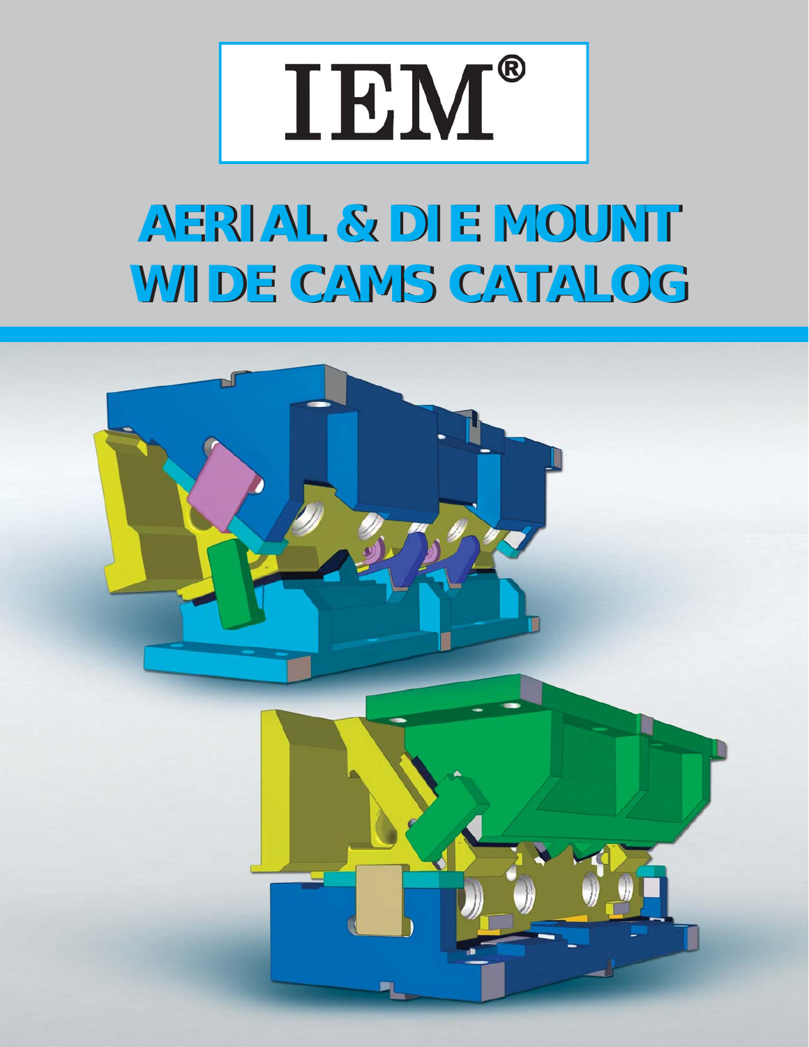# IEM®

# AERIAL & DIE MOUNT WIDE CAMS CATALOG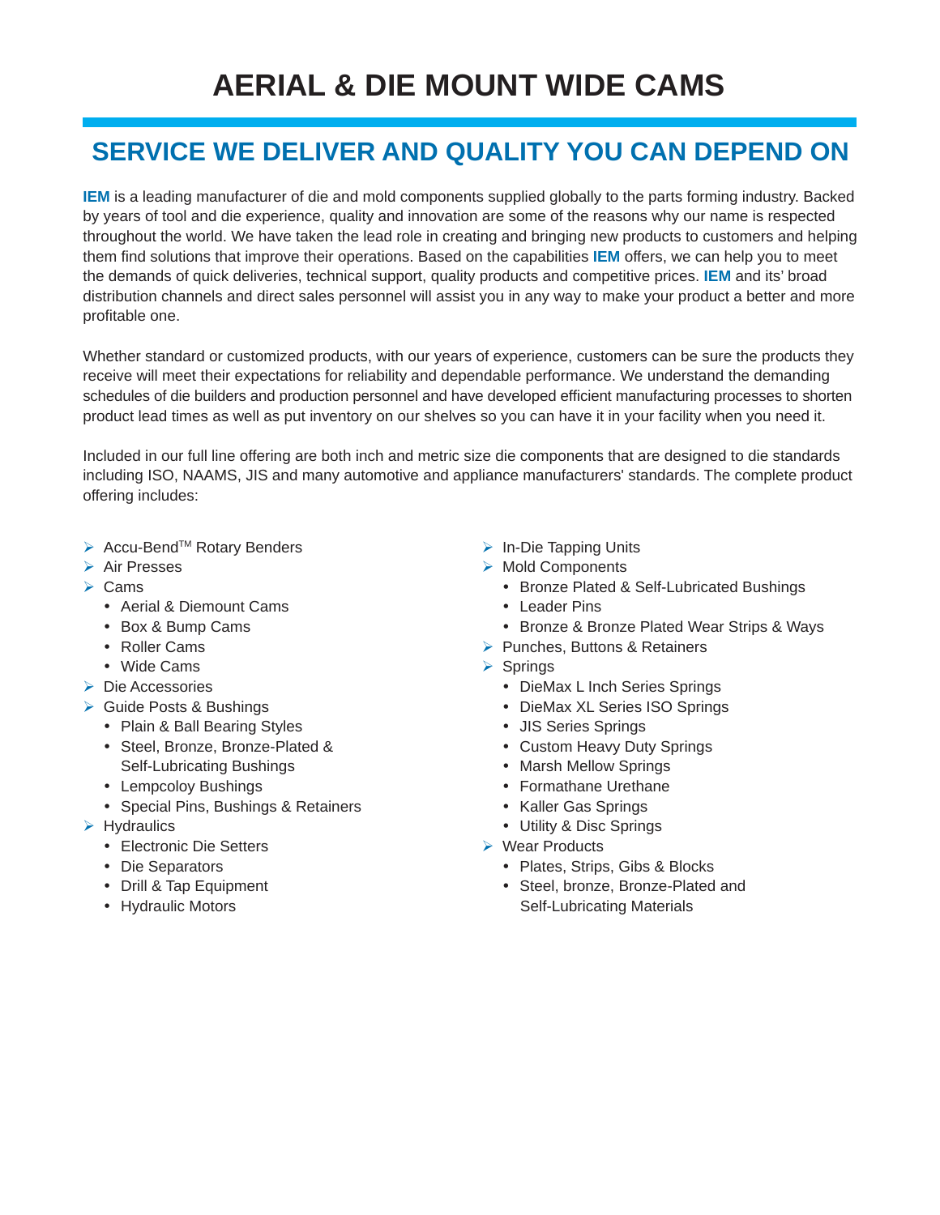# AERIAL & DIE MOUNT WIDE CAMS

## SERVICE WE DELIVER AND QUALITY YOU CAN DEPEND ON

**IEM** is a leading manufacturer of die and mold components supplied globally to the parts forming industry. Backed by years of tool and die experience, quality and innovation are some of the reasons why our name is respected throughout the world. We have taken the lead role in creating and bringing new products to customers and helping them find solutions that improve their operations. Based on the capabilities **IEM** offers, we can help you to meet the demands of quick deliveries, technical support, quality products and competitive prices. **IEM** and its' broad distribution channels and direct sales personnel will assist you in any way to make your product a better and more profitable one.

Whether standard or customized products, with our years of experience, customers can be sure the products they receive will meet their expectations for reliability and dependable performance. We understand the demanding schedules of die builders and production personnel and have developed efficient manufacturing processes to shorten product lead times as well as put inventory on our shelves so you can have it in your facility when you need it.

Included in our full line offering are both inch and metric size die components that are designed to die standards including ISO, NAAMS, JIS and many automotive and appliance manufacturers' standards. The complete product offering includes:

- Accu-Bend™ Rotary Benders
- Air Presses
- Cams
  - Aerial & Diemount Cams
  - Box & Bump Cams
  - Roller Cams
  - Wide Cams
- Die Accessories
- Guide Posts & Bushings
  - Plain & Ball Bearing Styles
  - Steel, Bronze, Bronze-Plated & Self-Lubricating Bushings
  - Lempcoloy Bushings
  - Special Pins, Bushings & Retainers
- Hydraulics
  - Electronic Die Setters
  - Die Separators
  - Drill & Tap Equipment
  - Hydraulic Motors
- In-Die Tapping Units
- Mold Components
  - Bronze Plated & Self-Lubricated Bushings
  - Leader Pins
  - Bronze & Bronze Plated Wear Strips & Ways
- Punches, Buttons & Retainers
- Springs
  - DieMax L Inch Series Springs
  - DieMax XL Series ISO Springs
  - JIS Series Springs
  - Custom Heavy Duty Springs
  - Marsh Mellow Springs
  - Formathane Urethane
  - Kaller Gas Springs
  - Utility & Disc Springs
- Wear Products
  - Plates, Strips, Gibs & Blocks
  - Steel, bronze, Bronze-Plated and Self-Lubricating Materials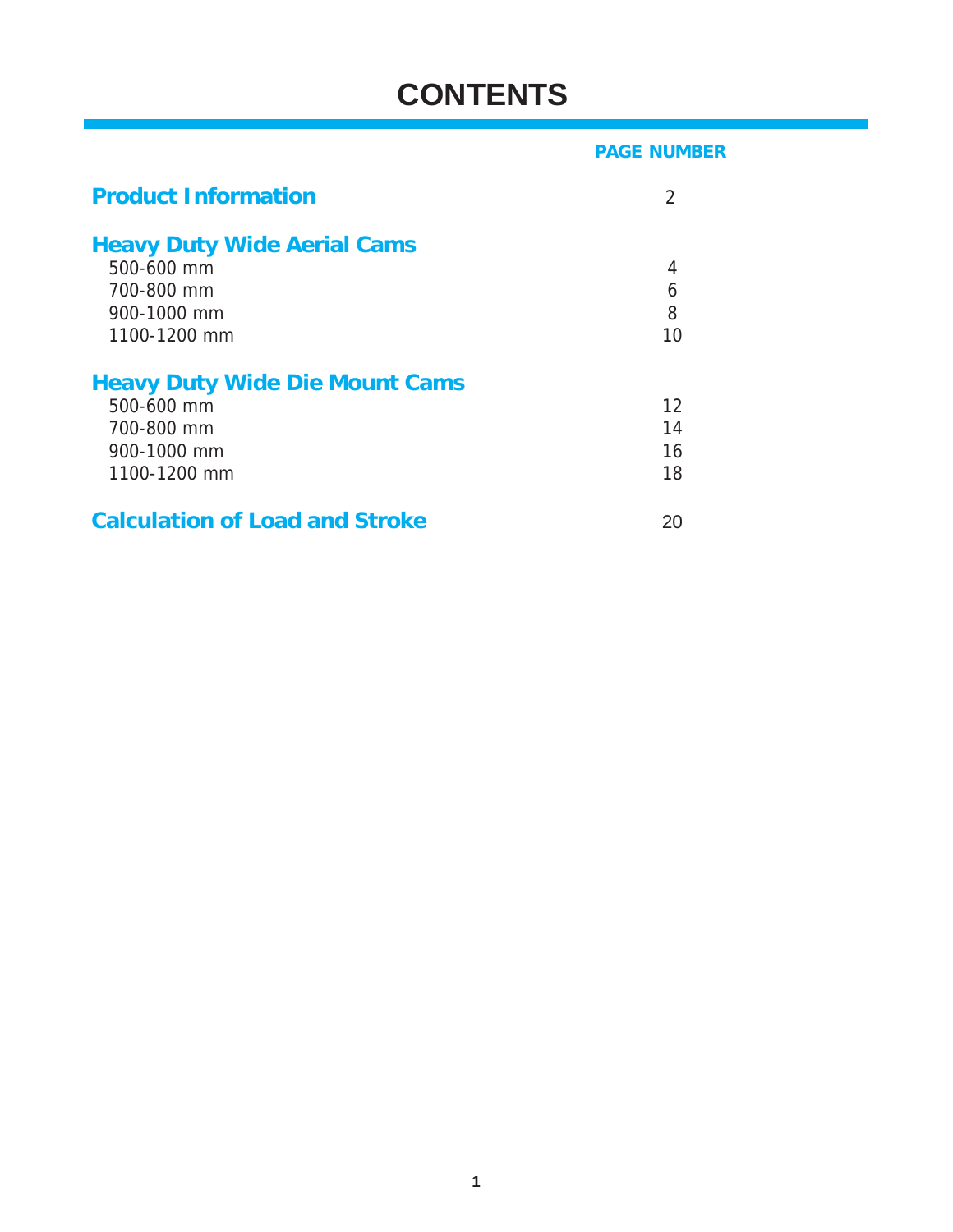# CONTENTS

| | PAGE NUMBER |
|---|---|
| **Product Information** | 2 |
| **Heavy Duty Wide Aerial Cams** | |
| 500-600 mm | 4 |
| 700-800 mm | 6 |
| 900-1000 mm | 8 |
| 1100-1200 mm | 10 |
| **Heavy Duty Wide Die Mount Cams** | |
| 500-600 mm | 12 |
| 700-800 mm | 14 |
| 900-1000 mm | 16 |
| 1100-1200 mm | 18 |
| **Calculation of Load and Stroke** | 20 |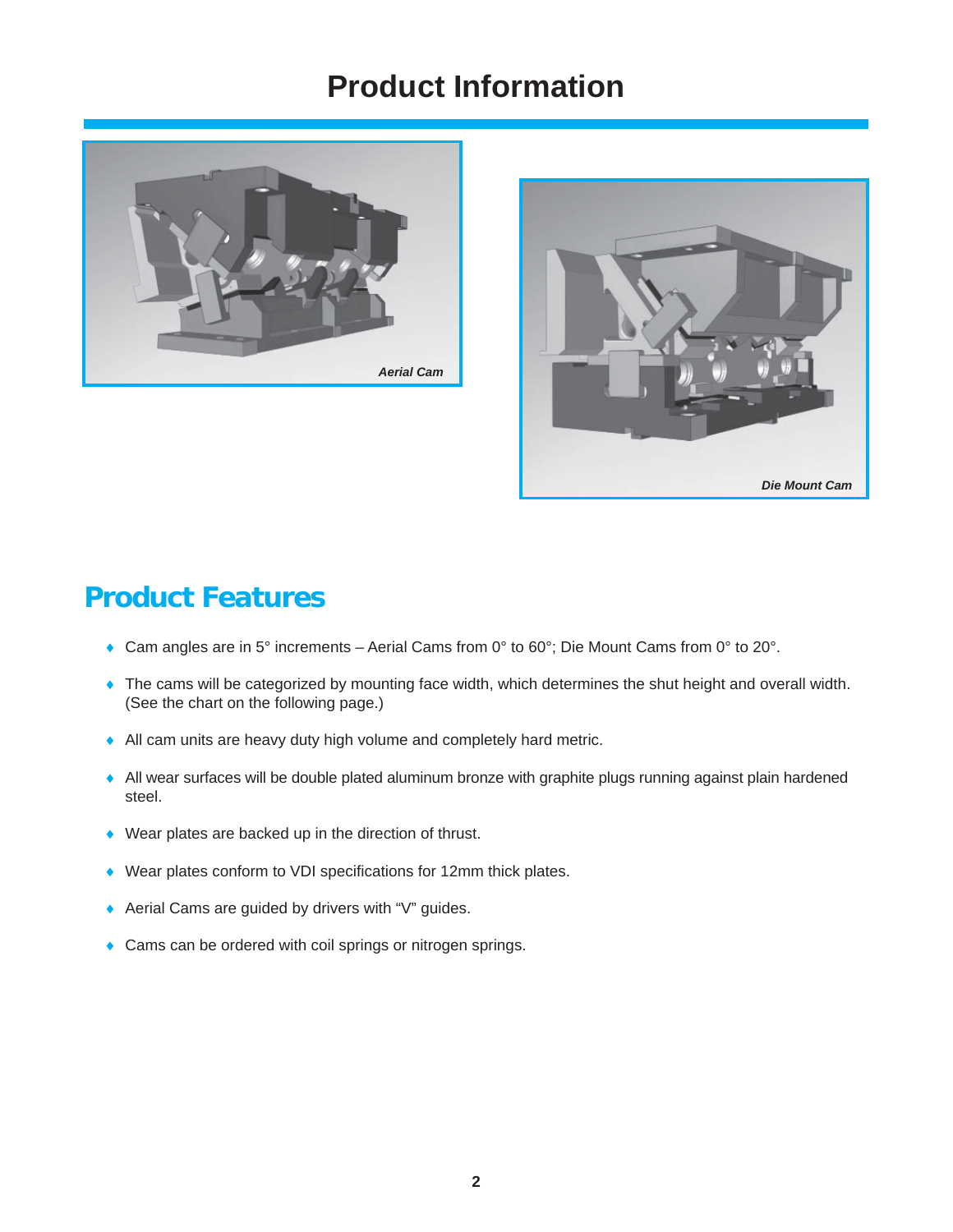# Product Information

Aerial Cam

Die Mount Cam

## Product Features

- Cam angles are in 5° increments – Aerial Cams from 0° to 60°; Die Mount Cams from 0° to 20°.
- The cams will be categorized by mounting face width, which determines the shut height and overall width. (See the chart on the following page.)
- All cam units are heavy duty high volume and completely hard metric.
- All wear surfaces will be double plated aluminum bronze with graphite plugs running against plain hardened steel.
- Wear plates are backed up in the direction of thrust.
- Wear plates conform to VDI specifications for 12mm thick plates.
- Aerial Cams are guided by drivers with "V" guides.
- Cams can be ordered with coil springs or nitrogen springs.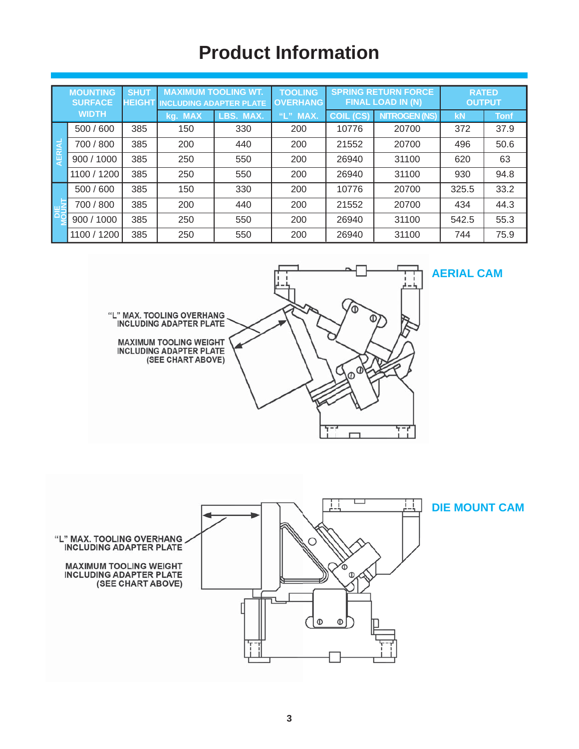# Product Information

| | MOUNTING SURFACE WIDTH | SHUT HEIGHT | MAXIMUM TOOLING WT. INCLUDING ADAPTER PLATE | | TOOLING OVERHANG | SPRING RETURN FORCE FINAL LOAD IN (N) | | RATED OUTPUT | |
|---|---|---|---|---|---|---|---|---|---|
| | | | kg. MAX | LBS. MAX. | "L" MAX. | COIL (CS) | NITROGEN (NS) | kN | Tonf |
| AERIAL | 500 / 600 | 385 | 150 | 330 | 200 | 10776 | 20700 | 372 | 37.9 |
| AERIAL | 700 / 800 | 385 | 200 | 440 | 200 | 21552 | 20700 | 496 | 50.6 |
| AERIAL | 900 / 1000 | 385 | 250 | 550 | 200 | 26940 | 31100 | 620 | 63 |
| AERIAL | 1100 / 1200 | 385 | 250 | 550 | 200 | 26940 | 31100 | 930 | 94.8 |
| DIE MOUNT | 500 / 600 | 385 | 150 | 330 | 200 | 10776 | 20700 | 325.5 | 33.2 |
| DIE MOUNT | 700 / 800 | 385 | 200 | 440 | 200 | 21552 | 20700 | 434 | 44.3 |
| DIE MOUNT | 900 / 1000 | 385 | 250 | 550 | 200 | 26940 | 31100 | 542.5 | 55.3 |
| DIE MOUNT | 1100 / 1200 | 385 | 250 | 550 | 200 | 26940 | 31100 | 744 | 75.9 |

**AERIAL CAM**

"L" MAX. TOOLING OVERHANG INCLUDING ADAPTER PLATE

MAXIMUM TOOLING WEIGHT INCLUDING ADAPTER PLATE (SEE CHART ABOVE)

**DIE MOUNT CAM**

"L" MAX. TOOLING OVERHANG INCLUDING ADAPTER PLATE

MAXIMUM TOOLING WEIGHT INCLUDING ADAPTER PLATE (SEE CHART ABOVE)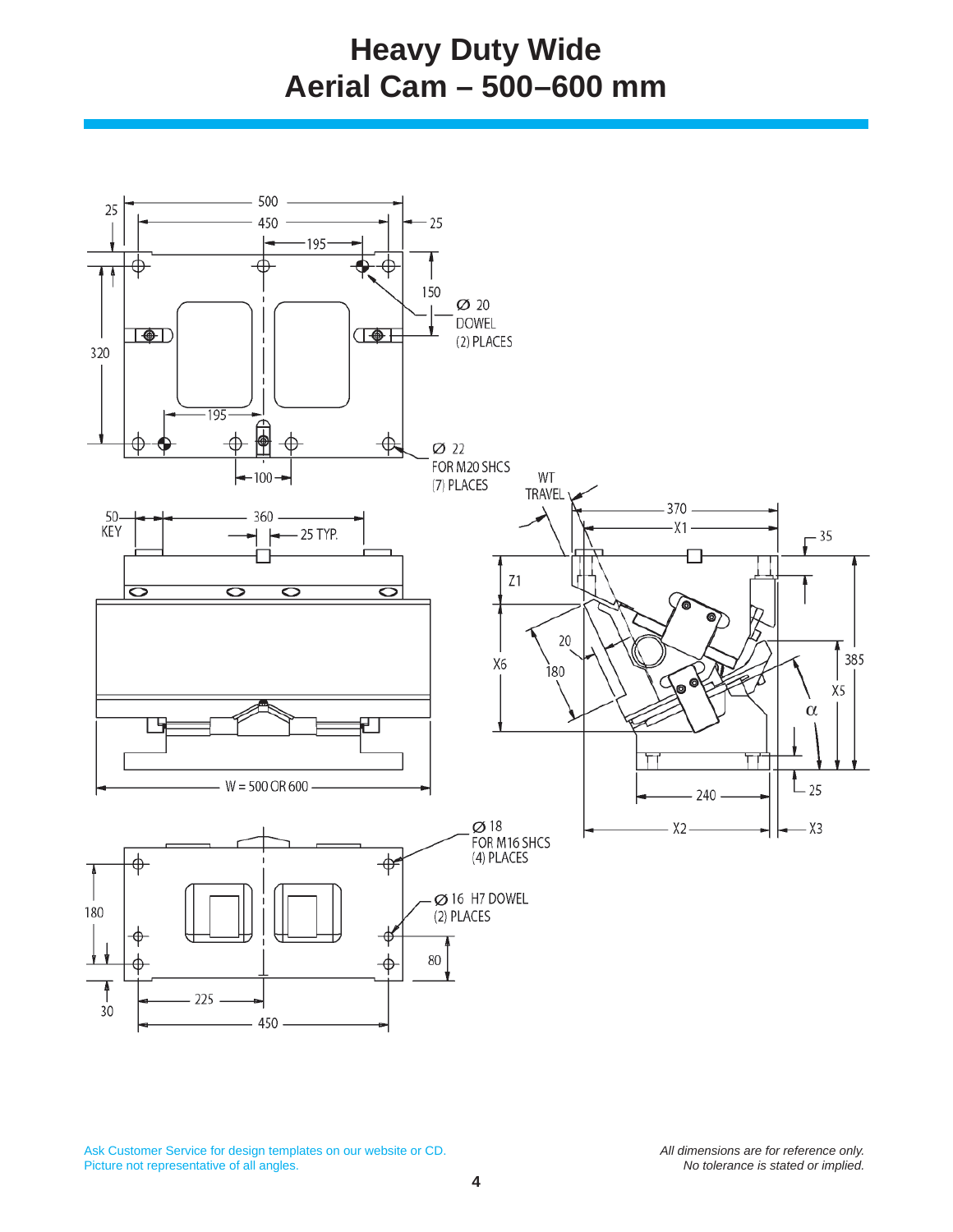# Heavy Duty Wide Aerial Cam – 500–600 mm

500
450
25
25
195
150
Ø 20 DOWEL (2) PLACES
320
195
100
Ø 22 FOR M20 SHCS (7) PLACES

50 KEY
360
25 TYP.
W = 500 OR 600

WT TRAVEL
370
X1
35
Z1
20
X6
180
385
X5
α
240
25
X2
X3

Ø 18 FOR M16 SHCS (4) PLACES
Ø 16 H7 DOWEL (2) PLACES
180
80
30
225
450

Ask Customer Service for design templates on our website or CD.
Picture not representative of all angles.

*All dimensions are for reference only.*
*No tolerance is stated or implied.*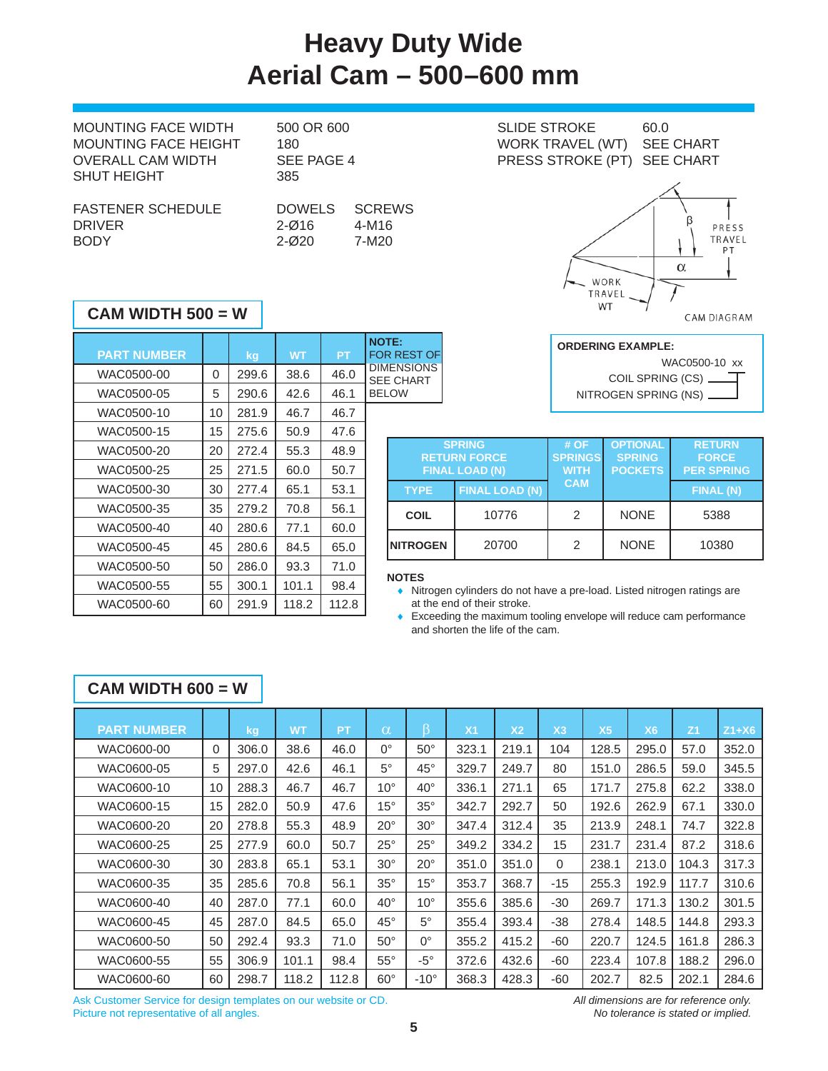# Heavy Duty Wide Aerial Cam – 500–600 mm

| | |
|---|---|
| MOUNTING FACE WIDTH | 500 OR 600 |
| MOUNTING FACE HEIGHT | 180 |
| OVERALL CAM WIDTH | SEE PAGE 4 |
| SHUT HEIGHT | 385 |

| | |
|---|---|
| SLIDE STROKE | 60.0 |
| WORK TRAVEL (WT) | SEE CHART |
| PRESS STROKE (PT) | SEE CHART |

| FASTENER SCHEDULE | DOWELS | SCREWS |
|---|---|---|
| DRIVER | 2-Ø16 | 4-M16 |
| BODY | 2-Ø20 | 7-M20 |

CAM DIAGRAM: β, PRESS TRAVEL PT, α, WORK TRAVEL WT

## CAM WIDTH 500 = W

| PART NUMBER | | kg | WT | PT |
|---|---|---|---|---|
| WAC0500-00 | 0 | 299.6 | 38.6 | 46.0 |
| WAC0500-05 | 5 | 290.6 | 42.6 | 46.1 |
| WAC0500-10 | 10 | 281.9 | 46.7 | 46.7 |
| WAC0500-15 | 15 | 275.6 | 50.9 | 47.6 |
| WAC0500-20 | 20 | 272.4 | 55.3 | 48.9 |
| WAC0500-25 | 25 | 271.5 | 60.0 | 50.7 |
| WAC0500-30 | 30 | 277.4 | 65.1 | 53.1 |
| WAC0500-35 | 35 | 279.2 | 70.8 | 56.1 |
| WAC0500-40 | 40 | 280.6 | 77.1 | 60.0 |
| WAC0500-45 | 45 | 280.6 | 84.5 | 65.0 |
| WAC0500-50 | 50 | 286.0 | 93.3 | 71.0 |
| WAC0500-55 | 55 | 300.1 | 101.1 | 98.4 |
| WAC0500-60 | 60 | 291.9 | 118.2 | 112.8 |

**NOTE:** FOR REST OF DIMENSIONS SEE CHART BELOW

**ORDERING EXAMPLE:**

WAC0500-10 xx

- COIL SPRING (CS)
- NITROGEN SPRING (NS)

| SPRING RETURN FORCE FINAL LOAD (N) | | # OF SPRINGS WITH CAM | OPTIONAL SPRING POCKETS | RETURN FORCE PER SPRING |
|---|---|---|---|---|
| TYPE | FINAL LOAD (N) | | | FINAL (N) |
| COIL | 10776 | 2 | NONE | 5388 |
| NITROGEN | 20700 | 2 | NONE | 10380 |

**NOTES**

- Nitrogen cylinders do not have a pre-load. Listed nitrogen ratings are at the end of their stroke.
- Exceeding the maximum tooling envelope will reduce cam performance and shorten the life of the cam.

## CAM WIDTH 600 = W

| PART NUMBER | | kg | WT | PT | α | β | X1 | X2 | X3 | X5 | X6 | Z1 | Z1+X6 |
|---|---|---|---|---|---|---|---|---|---|---|---|---|---|
| WAC0600-00 | 0 | 306.0 | 38.6 | 46.0 | 0° | 50° | 323.1 | 219.1 | 104 | 128.5 | 295.0 | 57.0 | 352.0 |
| WAC0600-05 | 5 | 297.0 | 42.6 | 46.1 | 5° | 45° | 329.7 | 249.7 | 80 | 151.0 | 286.5 | 59.0 | 345.5 |
| WAC0600-10 | 10 | 288.3 | 46.7 | 46.7 | 10° | 40° | 336.1 | 271.1 | 65 | 171.7 | 275.8 | 62.2 | 338.0 |
| WAC0600-15 | 15 | 282.0 | 50.9 | 47.6 | 15° | 35° | 342.7 | 292.7 | 50 | 192.6 | 262.9 | 67.1 | 330.0 |
| WAC0600-20 | 20 | 278.8 | 55.3 | 48.9 | 20° | 30° | 347.4 | 312.4 | 35 | 213.9 | 248.1 | 74.7 | 322.8 |
| WAC0600-25 | 25 | 277.9 | 60.0 | 50.7 | 25° | 25° | 349.2 | 334.2 | 15 | 231.7 | 231.4 | 87.2 | 318.6 |
| WAC0600-30 | 30 | 283.8 | 65.1 | 53.1 | 30° | 20° | 351.0 | 351.0 | 0 | 238.1 | 213.0 | 104.3 | 317.3 |
| WAC0600-35 | 35 | 285.6 | 70.8 | 56.1 | 35° | 15° | 353.7 | 368.7 | -15 | 255.3 | 192.9 | 117.7 | 310.6 |
| WAC0600-40 | 40 | 287.0 | 77.1 | 60.0 | 40° | 10° | 355.6 | 385.6 | -30 | 269.7 | 171.3 | 130.2 | 301.5 |
| WAC0600-45 | 45 | 287.0 | 84.5 | 65.0 | 45° | 5° | 355.4 | 393.4 | -38 | 278.4 | 148.5 | 144.8 | 293.3 |
| WAC0600-50 | 50 | 292.4 | 93.3 | 71.0 | 50° | 0° | 355.2 | 415.2 | -60 | 220.7 | 124.5 | 161.8 | 286.3 |
| WAC0600-55 | 55 | 306.9 | 101.1 | 98.4 | 55° | -5° | 372.6 | 432.6 | -60 | 223.4 | 107.8 | 188.2 | 296.0 |
| WAC0600-60 | 60 | 298.7 | 118.2 | 112.8 | 60° | -10° | 368.3 | 428.3 | -60 | 202.7 | 82.5 | 202.1 | 284.6 |

Ask Customer Service for design templates on our website or CD.
Picture not representative of all angles.

*All dimensions are for reference only.*
*No tolerance is stated or implied.*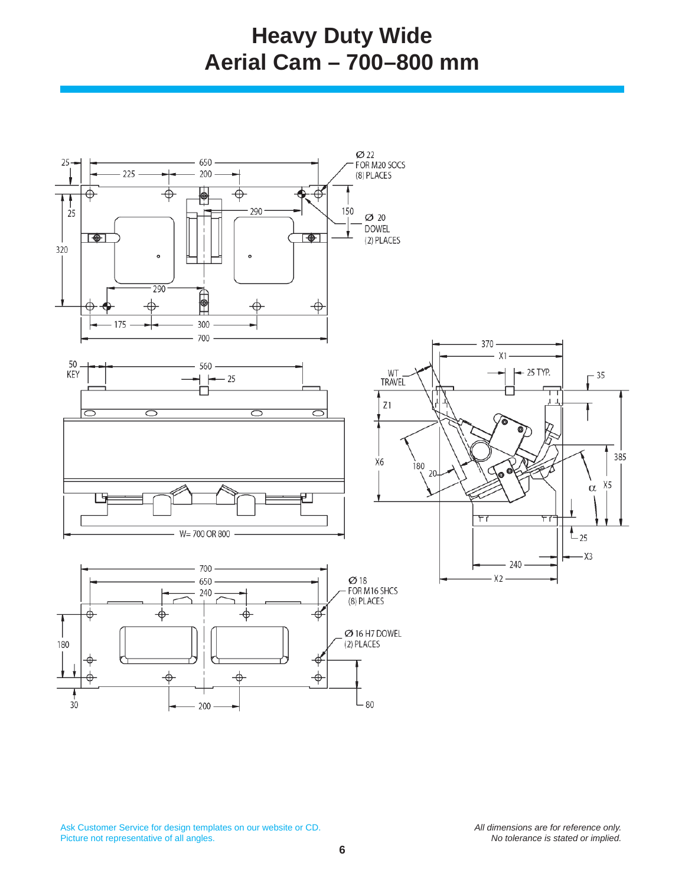# Heavy Duty Wide Aerial Cam – 700–800 mm

25, 650, 225, 200, Ø 22 FOR M20 SOCS (8) PLACES

25, 290, 150, Ø 20 DOWEL (2) PLACES

320, 290

175, 300, 700

370, X1

50 KEY, 560, 25, WT TRAVEL, 25 TYP., 35

Z1

X6, 180, 20, 385, α, X5

W= 700 OR 800, 25, X3

240, X2

700, 650, 240, Ø 18 FOR M16 SHCS (8) PLACES

180, Ø 16 H7 DOWEL (2) PLACES

30, 200, 80

Ask Customer Service for design templates on our website or CD.
Picture not representative of all angles.

*All dimensions are for reference only.*
*No tolerance is stated or implied.*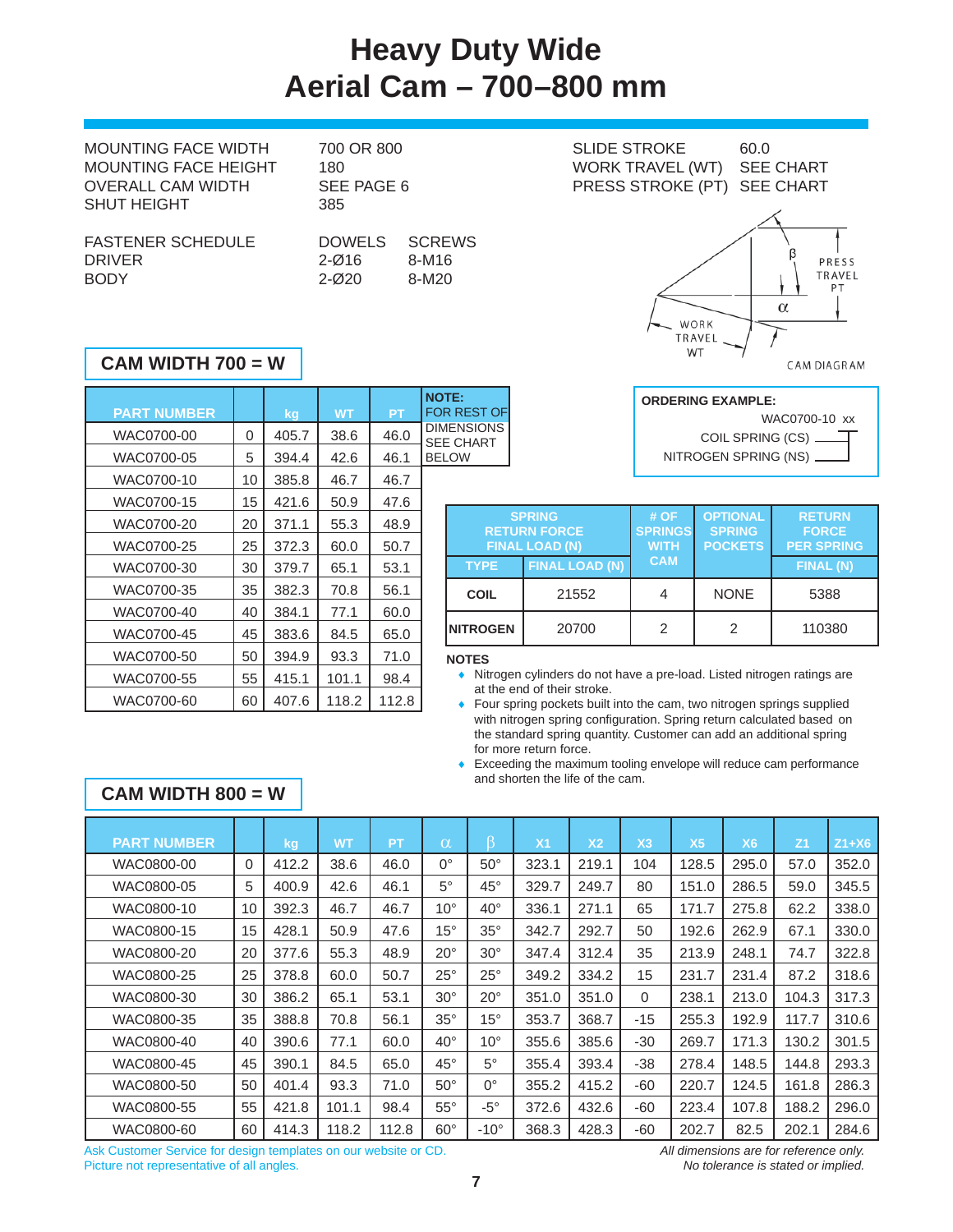# Heavy Duty Wide Aerial Cam – 700–800 mm

| | |
|---|---|
| MOUNTING FACE WIDTH | 700 OR 800 |
| MOUNTING FACE HEIGHT | 180 |
| OVERALL CAM WIDTH | SEE PAGE 6 |
| SHUT HEIGHT | 385 |

| | |
|---|---|
| SLIDE STROKE | 60.0 |
| WORK TRAVEL (WT) | SEE CHART |
| PRESS STROKE (PT) | SEE CHART |

| FASTENER SCHEDULE | DOWELS | SCREWS |
|---|---|---|
| DRIVER | 2-Ø16 | 8-M16 |
| BODY | 2-Ø20 | 8-M20 |

β PRESS TRAVEL PT
α
WORK TRAVEL WT
CAM DIAGRAM

## CAM WIDTH 700 = W

| PART NUMBER | | kg | WT | PT |
|---|---|---|---|---|
| WAC0700-00 | 0 | 405.7 | 38.6 | 46.0 |
| WAC0700-05 | 5 | 394.4 | 42.6 | 46.1 |
| WAC0700-10 | 10 | 385.8 | 46.7 | 46.7 |
| WAC0700-15 | 15 | 421.6 | 50.9 | 47.6 |
| WAC0700-20 | 20 | 371.1 | 55.3 | 48.9 |
| WAC0700-25 | 25 | 372.3 | 60.0 | 50.7 |
| WAC0700-30 | 30 | 379.7 | 65.1 | 53.1 |
| WAC0700-35 | 35 | 382.3 | 70.8 | 56.1 |
| WAC0700-40 | 40 | 384.1 | 77.1 | 60.0 |
| WAC0700-45 | 45 | 383.6 | 84.5 | 65.0 |
| WAC0700-50 | 50 | 394.9 | 93.3 | 71.0 |
| WAC0700-55 | 55 | 415.1 | 101.1 | 98.4 |
| WAC0700-60 | 60 | 407.6 | 118.2 | 112.8 |

**NOTE:** FOR REST OF DIMENSIONS SEE CHART BELOW

**ORDERING EXAMPLE:**

WAC0700-10 xx

COIL SPRING (CS)

NITROGEN SPRING (NS)

| SPRING RETURN FORCE FINAL LOAD (N) | | # OF SPRINGS WITH CAM | OPTIONAL SPRING POCKETS | RETURN FORCE PER SPRING |
|---|---|---|---|---|
| TYPE | FINAL LOAD (N) | | | FINAL (N) |
| COIL | 21552 | 4 | NONE | 5388 |
| NITROGEN | 20700 | 2 | 2 | 110380 |

**NOTES**

- Nitrogen cylinders do not have a pre-load. Listed nitrogen ratings are at the end of their stroke.
- Four spring pockets built into the cam, two nitrogen springs supplied with nitrogen spring configuration. Spring return calculated based on the standard spring quantity. Customer can add an additional spring for more return force.
- Exceeding the maximum tooling envelope will reduce cam performance and shorten the life of the cam.

## CAM WIDTH 800 = W

| PART NUMBER | | kg | WT | PT | α | β | X1 | X2 | X3 | X5 | X6 | Z1 | Z1+X6 |
|---|---|---|---|---|---|---|---|---|---|---|---|---|---|
| WAC0800-00 | 0 | 412.2 | 38.6 | 46.0 | 0° | 50° | 323.1 | 219.1 | 104 | 128.5 | 295.0 | 57.0 | 352.0 |
| WAC0800-05 | 5 | 400.9 | 42.6 | 46.1 | 5° | 45° | 329.7 | 249.7 | 80 | 151.0 | 286.5 | 59.0 | 345.5 |
| WAC0800-10 | 10 | 392.3 | 46.7 | 46.7 | 10° | 40° | 336.1 | 271.1 | 65 | 171.7 | 275.8 | 62.2 | 338.0 |
| WAC0800-15 | 15 | 428.1 | 50.9 | 47.6 | 15° | 35° | 342.7 | 292.7 | 50 | 192.6 | 262.9 | 67.1 | 330.0 |
| WAC0800-20 | 20 | 377.6 | 55.3 | 48.9 | 20° | 30° | 347.4 | 312.4 | 35 | 213.9 | 248.1 | 74.7 | 322.8 |
| WAC0800-25 | 25 | 378.8 | 60.0 | 50.7 | 25° | 25° | 349.2 | 334.2 | 15 | 231.7 | 231.4 | 87.2 | 318.6 |
| WAC0800-30 | 30 | 386.2 | 65.1 | 53.1 | 30° | 20° | 351.0 | 351.0 | 0 | 238.1 | 213.0 | 104.3 | 317.3 |
| WAC0800-35 | 35 | 388.8 | 70.8 | 56.1 | 35° | 15° | 353.7 | 368.7 | -15 | 255.3 | 192.9 | 117.7 | 310.6 |
| WAC0800-40 | 40 | 390.6 | 77.1 | 60.0 | 40° | 10° | 355.6 | 385.6 | -30 | 269.7 | 171.3 | 130.2 | 301.5 |
| WAC0800-45 | 45 | 390.1 | 84.5 | 65.0 | 45° | 5° | 355.4 | 393.4 | -38 | 278.4 | 148.5 | 144.8 | 293.3 |
| WAC0800-50 | 50 | 401.4 | 93.3 | 71.0 | 50° | 0° | 355.2 | 415.2 | -60 | 220.7 | 124.5 | 161.8 | 286.3 |
| WAC0800-55 | 55 | 421.8 | 101.1 | 98.4 | 55° | -5° | 372.6 | 432.6 | -60 | 223.4 | 107.8 | 188.2 | 296.0 |
| WAC0800-60 | 60 | 414.3 | 118.2 | 112.8 | 60° | -10° | 368.3 | 428.3 | -60 | 202.7 | 82.5 | 202.1 | 284.6 |

Ask Customer Service for design templates on our website or CD.
Picture not representative of all angles.

*All dimensions are for reference only.*
*No tolerance is stated or implied.*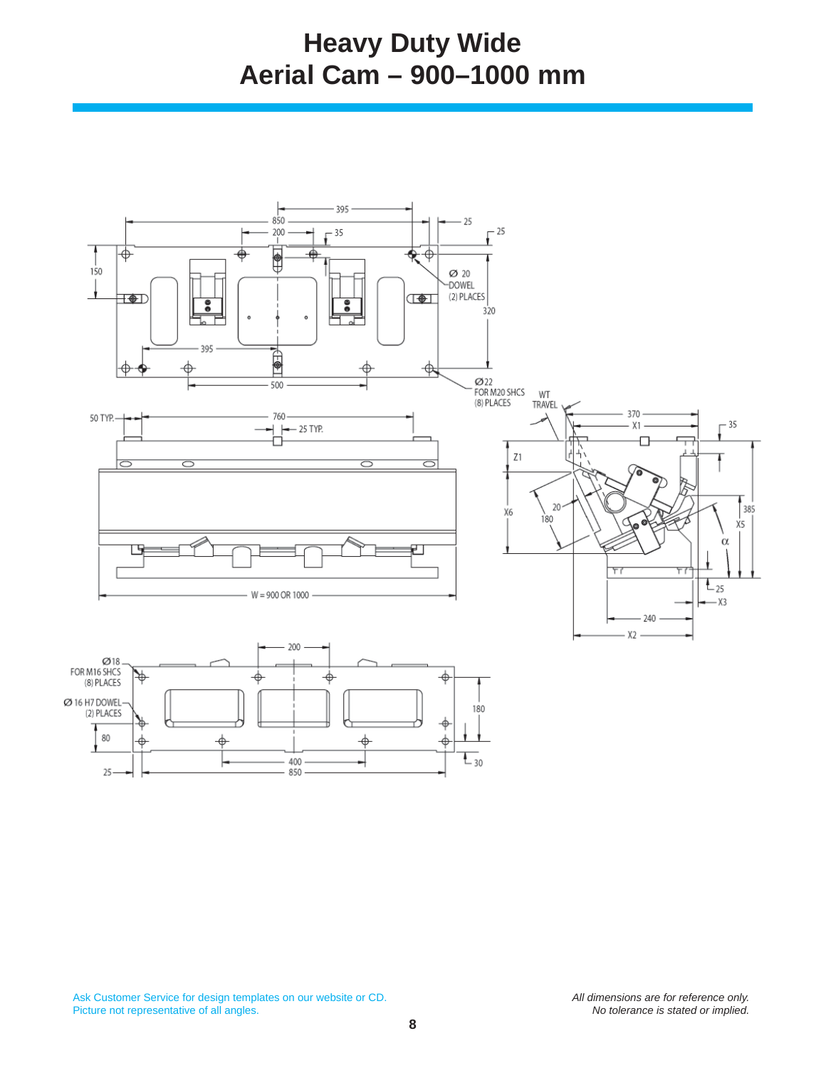# Heavy Duty Wide Aerial Cam – 900–1000 mm

395

850

200

35

25

25

150

Ø 20 DOWEL (2) PLACES

320

395

500

Ø22 FOR M20 SHCS (8) PLACES

WT TRAVEL

50 TYP.

760

25 TYP.

370

X1

35

Z1

X6

20

180

385

X5

α

25

X3

240

X2

W = 900 OR 1000

200

Ø18 FOR M16 SHCS (8) PLACES

Ø 16 H7 DOWEL (2) PLACES

180

80

400

25

850

30

Ask Customer Service for design templates on our website or CD.
Picture not representative of all angles.

*All dimensions are for reference only.*
*No tolerance is stated or implied.*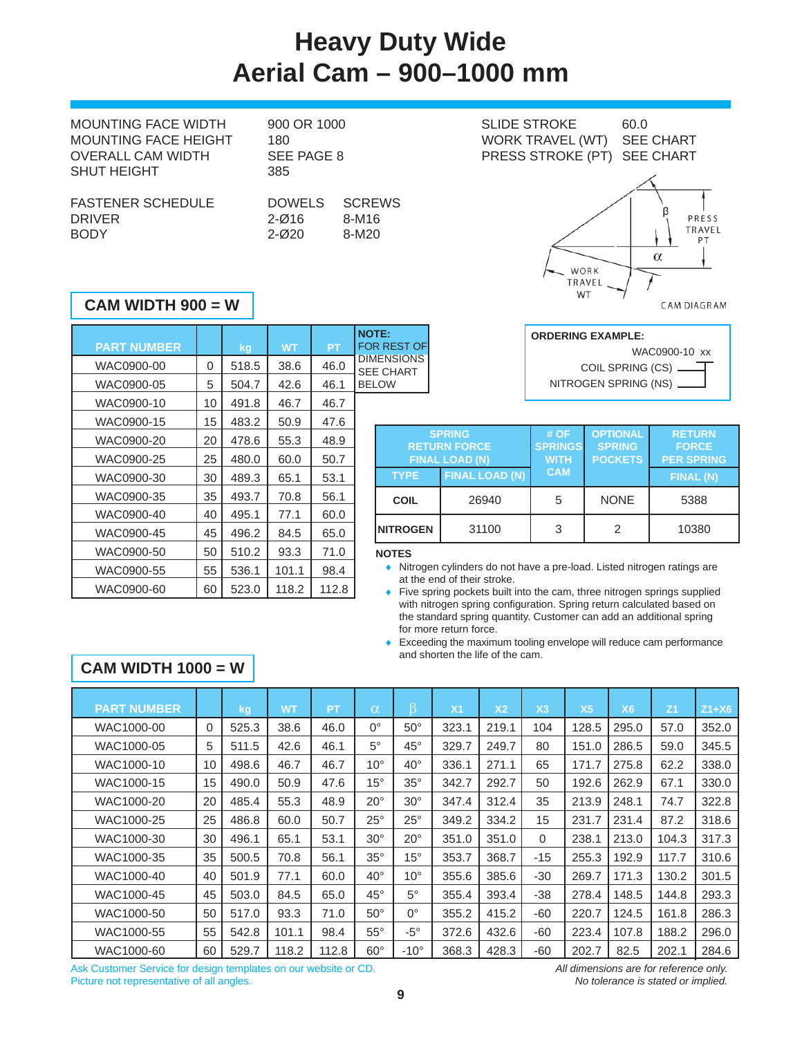# Heavy Duty Wide Aerial Cam – 900–1000 mm

| | |
|---|---|
| MOUNTING FACE WIDTH | 900 OR 1000 |
| MOUNTING FACE HEIGHT | 180 |
| OVERALL CAM WIDTH | SEE PAGE 8 |
| SHUT HEIGHT | 385 |

| | |
|---|---|
| SLIDE STROKE | 60.0 |
| WORK TRAVEL (WT) | SEE CHART |
| PRESS STROKE (PT) | SEE CHART |

| FASTENER SCHEDULE | DOWELS | SCREWS |
|---|---|---|
| DRIVER | 2-Ø16 | 8-M16 |
| BODY | 2-Ø20 | 8-M20 |

CAM DIAGRAM: β, PRESS TRAVEL PT, α, WORK TRAVEL WT

## CAM WIDTH 900 = W

| PART NUMBER | | kg | WT | PT |
|---|---|---|---|---|
| WAC0900-00 | 0 | 518.5 | 38.6 | 46.0 |
| WAC0900-05 | 5 | 504.7 | 42.6 | 46.1 |
| WAC0900-10 | 10 | 491.8 | 46.7 | 46.7 |
| WAC0900-15 | 15 | 483.2 | 50.9 | 47.6 |
| WAC0900-20 | 20 | 478.6 | 55.3 | 48.9 |
| WAC0900-25 | 25 | 480.0 | 60.0 | 50.7 |
| WAC0900-30 | 30 | 489.3 | 65.1 | 53.1 |
| WAC0900-35 | 35 | 493.7 | 70.8 | 56.1 |
| WAC0900-40 | 40 | 495.1 | 77.1 | 60.0 |
| WAC0900-45 | 45 | 496.2 | 84.5 | 65.0 |
| WAC0900-50 | 50 | 510.2 | 93.3 | 71.0 |
| WAC0900-55 | 55 | 536.1 | 101.1 | 98.4 |
| WAC0900-60 | 60 | 523.0 | 118.2 | 112.8 |

**NOTE:** FOR REST OF DIMENSIONS SEE CHART BELOW

**ORDERING EXAMPLE:**

WAC0900-10 xx
- COIL SPRING (CS)
- NITROGEN SPRING (NS)

| SPRING RETURN FORCE FINAL LOAD (N) TYPE | FINAL LOAD (N) | # OF SPRINGS WITH CAM | OPTIONAL SPRING POCKETS | RETURN FORCE PER SPRING FINAL (N) |
|---|---|---|---|---|
| COIL | 26940 | 5 | NONE | 5388 |
| NITROGEN | 31100 | 3 | 2 | 10380 |

**NOTES**

- Nitrogen cylinders do not have a pre-load. Listed nitrogen ratings are at the end of their stroke.
- Five spring pockets built into the cam, three nitrogen springs supplied with nitrogen spring configuration. Spring return calculated based on the standard spring quantity. Customer can add an additional spring for more return force.
- Exceeding the maximum tooling envelope will reduce cam performance and shorten the life of the cam.

## CAM WIDTH 1000 = W

| PART NUMBER | | kg | WT | PT | α | β | X1 | X2 | X3 | X5 | X6 | Z1 | Z1+X6 |
|---|---|---|---|---|---|---|---|---|---|---|---|---|---|
| WAC1000-00 | 0 | 525.3 | 38.6 | 46.0 | 0° | 50° | 323.1 | 219.1 | 104 | 128.5 | 295.0 | 57.0 | 352.0 |
| WAC1000-05 | 5 | 511.5 | 42.6 | 46.1 | 5° | 45° | 329.7 | 249.7 | 80 | 151.0 | 286.5 | 59.0 | 345.5 |
| WAC1000-10 | 10 | 498.6 | 46.7 | 46.7 | 10° | 40° | 336.1 | 271.1 | 65 | 171.7 | 275.8 | 62.2 | 338.0 |
| WAC1000-15 | 15 | 490.0 | 50.9 | 47.6 | 15° | 35° | 342.7 | 292.7 | 50 | 192.6 | 262.9 | 67.1 | 330.0 |
| WAC1000-20 | 20 | 485.4 | 55.3 | 48.9 | 20° | 30° | 347.4 | 312.4 | 35 | 213.9 | 248.1 | 74.7 | 322.8 |
| WAC1000-25 | 25 | 486.8 | 60.0 | 50.7 | 25° | 25° | 349.2 | 334.2 | 15 | 231.7 | 231.4 | 87.2 | 318.6 |
| WAC1000-30 | 30 | 496.1 | 65.1 | 53.1 | 30° | 20° | 351.0 | 351.0 | 0 | 238.1 | 213.0 | 104.3 | 317.3 |
| WAC1000-35 | 35 | 500.5 | 70.8 | 56.1 | 35° | 15° | 353.7 | 368.7 | -15 | 255.3 | 192.9 | 117.7 | 310.6 |
| WAC1000-40 | 40 | 501.9 | 77.1 | 60.0 | 40° | 10° | 355.6 | 385.6 | -30 | 269.7 | 171.3 | 130.2 | 301.5 |
| WAC1000-45 | 45 | 503.0 | 84.5 | 65.0 | 45° | 5° | 355.4 | 393.4 | -38 | 278.4 | 148.5 | 144.8 | 293.3 |
| WAC1000-50 | 50 | 517.0 | 93.3 | 71.0 | 50° | 0° | 355.2 | 415.2 | -60 | 220.7 | 124.5 | 161.8 | 286.3 |
| WAC1000-55 | 55 | 542.8 | 101.1 | 98.4 | 55° | -5° | 372.6 | 432.6 | -60 | 223.4 | 107.8 | 188.2 | 296.0 |
| WAC1000-60 | 60 | 529.7 | 118.2 | 112.8 | 60° | -10° | 368.3 | 428.3 | -60 | 202.7 | 82.5 | 202.1 | 284.6 |

Ask Customer Service for design templates on our website or CD.
Picture not representative of all angles.

*All dimensions are for reference only.*
*No tolerance is stated or implied.*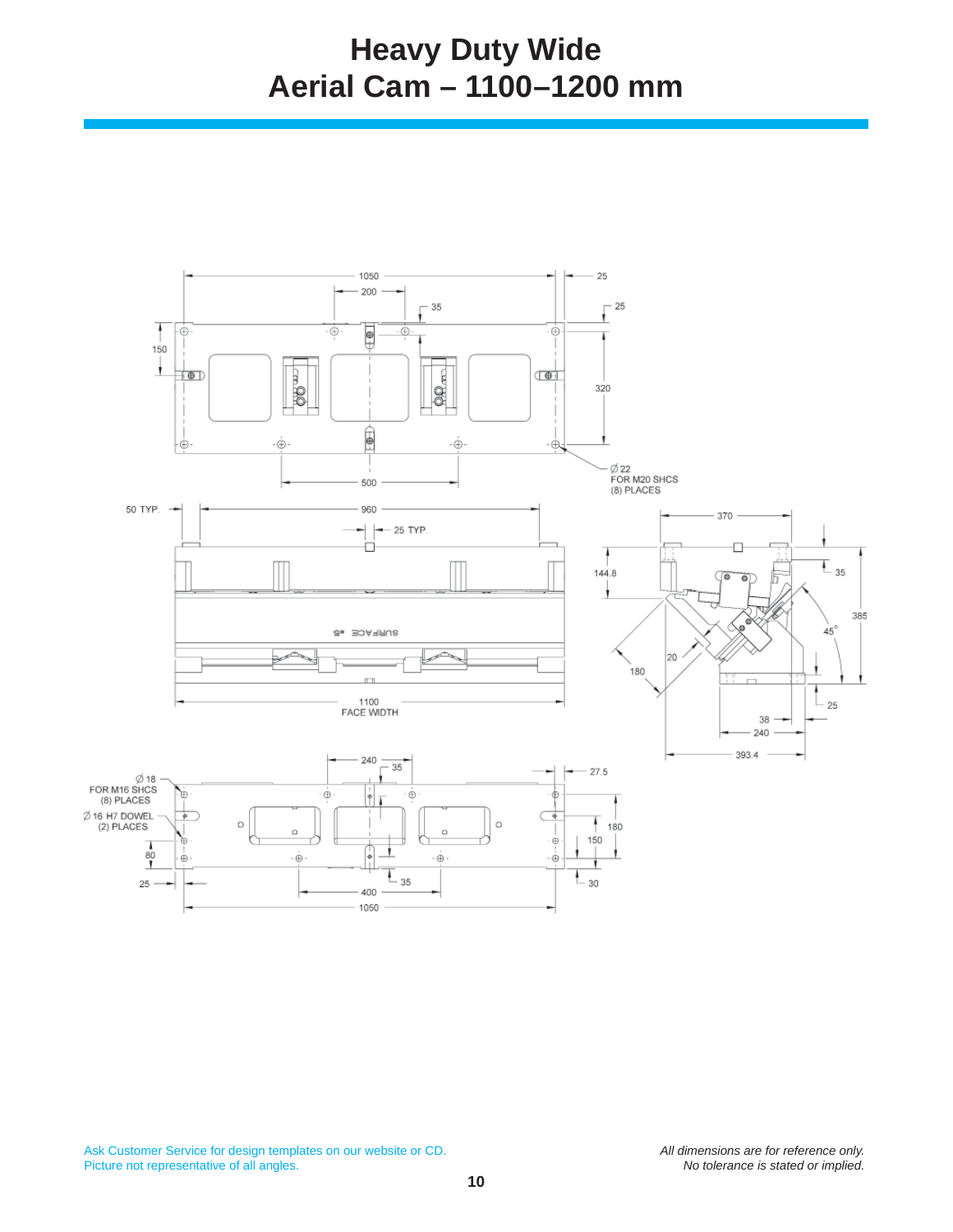# Heavy Duty Wide Aerial Cam – 1100–1200 mm

1050

200

35

25

25

150

320

Ø 22
FOR M20 SHCS
(8) PLACES

500

50 TYP.

960

25 TYP.

370

144.8

35

385

45°

SURFACE #5

20

180

25

38

240

393.4

1100
FACE WIDTH

240

35

27.5

Ø 18
FOR M16 SHCS
(8) PLACES

Ø 16 H7 DOWEL
(2) PLACES

180

150

80

25

35

30

400

1050

Ask Customer Service for design templates on our website or CD.
Picture not representative of all angles.

*All dimensions are for reference only.*
*No tolerance is stated or implied.*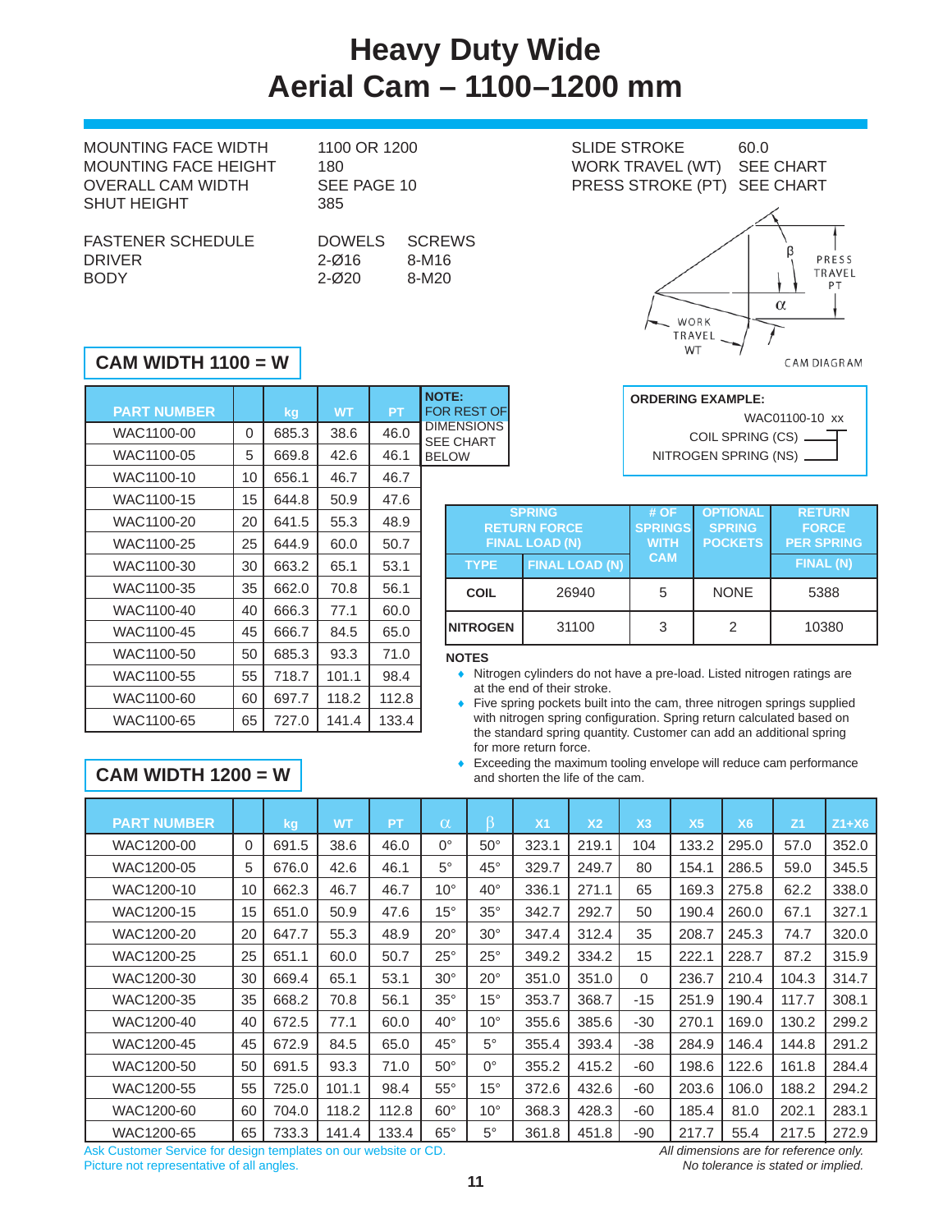# Heavy Duty Wide Aerial Cam – 1100–1200 mm

| | |
|---|---|
| MOUNTING FACE WIDTH | 1100 OR 1200 |
| MOUNTING FACE HEIGHT | 180 |
| OVERALL CAM WIDTH | SEE PAGE 10 |
| SHUT HEIGHT | 385 |

| FASTENER SCHEDULE | DOWELS | SCREWS |
|---|---|---|
| DRIVER | 2-Ø16 | 8-M16 |
| BODY | 2-Ø20 | 8-M20 |

| | |
|---|---|
| SLIDE STROKE | 60.0 |
| WORK TRAVEL (WT) | SEE CHART |
| PRESS STROKE (PT) | SEE CHART |

CAM DIAGRAM (β, PRESS TRAVEL PT, α, WORK TRAVEL WT)

## CAM WIDTH 1100 = W

| PART NUMBER | | kg | WT | PT |
|---|---|---|---|---|
| WAC1100-00 | 0 | 685.3 | 38.6 | 46.0 |
| WAC1100-05 | 5 | 669.8 | 42.6 | 46.1 |
| WAC1100-10 | 10 | 656.1 | 46.7 | 46.7 |
| WAC1100-15 | 15 | 644.8 | 50.9 | 47.6 |
| WAC1100-20 | 20 | 641.5 | 55.3 | 48.9 |
| WAC1100-25 | 25 | 644.9 | 60.0 | 50.7 |
| WAC1100-30 | 30 | 663.2 | 65.1 | 53.1 |
| WAC1100-35 | 35 | 662.0 | 70.8 | 56.1 |
| WAC1100-40 | 40 | 666.3 | 77.1 | 60.0 |
| WAC1100-45 | 45 | 666.7 | 84.5 | 65.0 |
| WAC1100-50 | 50 | 685.3 | 93.3 | 71.0 |
| WAC1100-55 | 55 | 718.7 | 101.1 | 98.4 |
| WAC1100-60 | 60 | 697.7 | 118.2 | 112.8 |
| WAC1100-65 | 65 | 727.0 | 141.4 | 133.4 |

**NOTE:** FOR REST OF DIMENSIONS SEE CHART BELOW

**ORDERING EXAMPLE:**

WAC01100-10 xx
COIL SPRING (CS)
NITROGEN SPRING (NS)

| SPRING RETURN FORCE FINAL LOAD (N) | | # OF SPRINGS WITH CAM | OPTIONAL SPRING POCKETS | RETURN FORCE PER SPRING |
|---|---|---|---|---|
| TYPE | FINAL LOAD (N) | | | FINAL (N) |
| **COIL** | 26940 | 5 | NONE | 5388 |
| **NITROGEN** | 31100 | 3 | 2 | 10380 |

**NOTES**

- Nitrogen cylinders do not have a pre-load. Listed nitrogen ratings are at the end of their stroke.
- Five spring pockets built into the cam, three nitrogen springs supplied with nitrogen spring configuration. Spring return calculated based on the standard spring quantity. Customer can add an additional spring for more return force.
- Exceeding the maximum tooling envelope will reduce cam performance and shorten the life of the cam.

## CAM WIDTH 1200 = W

| PART NUMBER | | kg | WT | PT | α | β | X1 | X2 | X3 | X5 | X6 | Z1 | Z1+X6 |
|---|---|---|---|---|---|---|---|---|---|---|---|---|---|
| WAC1200-00 | 0 | 691.5 | 38.6 | 46.0 | 0° | 50° | 323.1 | 219.1 | 104 | 133.2 | 295.0 | 57.0 | 352.0 |
| WAC1200-05 | 5 | 676.0 | 42.6 | 46.1 | 5° | 45° | 329.7 | 249.7 | 80 | 154.1 | 286.5 | 59.0 | 345.5 |
| WAC1200-10 | 10 | 662.3 | 46.7 | 46.7 | 10° | 40° | 336.1 | 271.1 | 65 | 169.3 | 275.8 | 62.2 | 338.0 |
| WAC1200-15 | 15 | 651.0 | 50.9 | 47.6 | 15° | 35° | 342.7 | 292.7 | 50 | 190.4 | 260.0 | 67.1 | 327.1 |
| WAC1200-20 | 20 | 647.7 | 55.3 | 48.9 | 20° | 30° | 347.4 | 312.4 | 35 | 208.7 | 245.3 | 74.7 | 320.0 |
| WAC1200-25 | 25 | 651.1 | 60.0 | 50.7 | 25° | 25° | 349.2 | 334.2 | 15 | 222.1 | 228.7 | 87.2 | 315.9 |
| WAC1200-30 | 30 | 669.4 | 65.1 | 53.1 | 30° | 20° | 351.0 | 351.0 | 0 | 236.7 | 210.4 | 104.3 | 314.7 |
| WAC1200-35 | 35 | 668.2 | 70.8 | 56.1 | 35° | 15° | 353.7 | 368.7 | -15 | 251.9 | 190.4 | 117.7 | 308.1 |
| WAC1200-40 | 40 | 672.5 | 77.1 | 60.0 | 40° | 10° | 355.6 | 385.6 | -30 | 270.1 | 169.0 | 130.2 | 299.2 |
| WAC1200-45 | 45 | 672.9 | 84.5 | 65.0 | 45° | 5° | 355.4 | 393.4 | -38 | 284.9 | 146.4 | 144.8 | 291.2 |
| WAC1200-50 | 50 | 691.5 | 93.3 | 71.0 | 50° | 0° | 355.2 | 415.2 | -60 | 198.6 | 122.6 | 161.8 | 284.4 |
| WAC1200-55 | 55 | 725.0 | 101.1 | 98.4 | 55° | 15° | 372.6 | 432.6 | -60 | 203.6 | 106.0 | 188.2 | 294.2 |
| WAC1200-60 | 60 | 704.0 | 118.2 | 112.8 | 60° | 10° | 368.3 | 428.3 | -60 | 185.4 | 81.0 | 202.1 | 283.1 |
| WAC1200-65 | 65 | 733.3 | 141.4 | 133.4 | 65° | 5° | 361.8 | 451.8 | -90 | 217.7 | 55.4 | 217.5 | 272.9 |

Ask Customer Service for design templates on our website or CD.
Picture not representative of all angles.

*All dimensions are for reference only.*
*No tolerance is stated or implied.*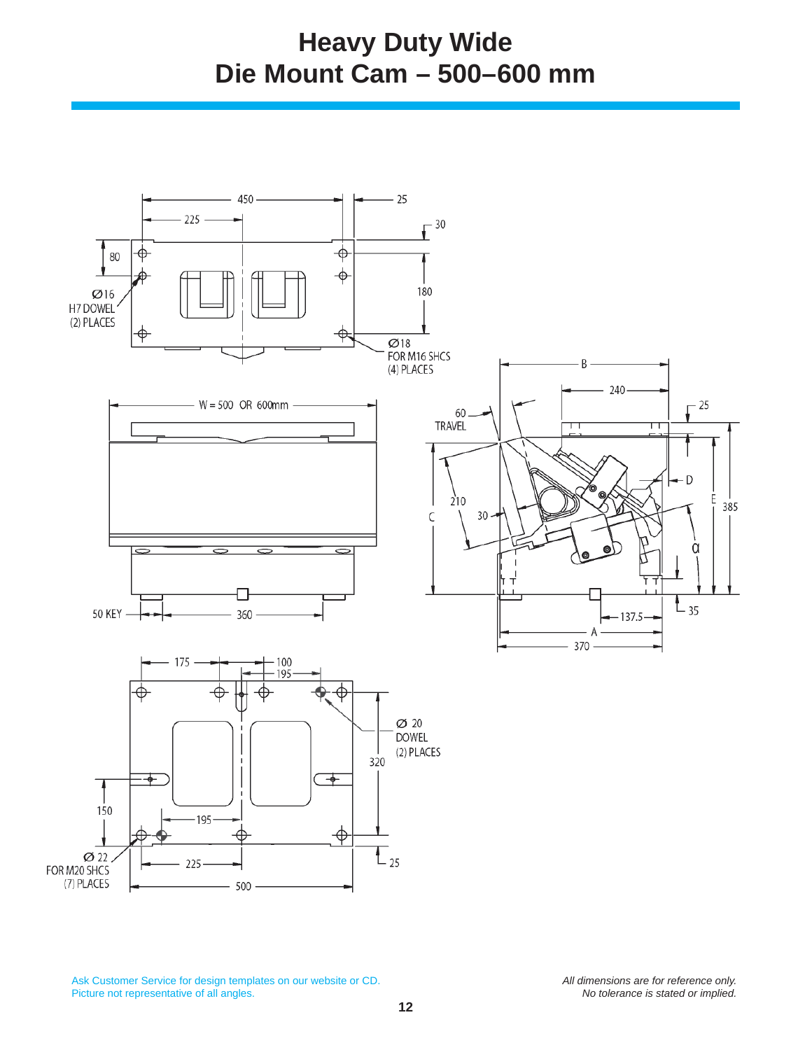# Heavy Duty Wide Die Mount Cam – 500–600 mm

450

225

25

30

80

Ø16 H7 DOWEL (2) PLACES

180

Ø18 FOR M16 SHCS (4) PLACES

B

240

W = 500 OR 600mm

60 TRAVEL

25

D

210

C

30

E

385

α

50 KEY

360

137.5

35

A

370

175

100

195

Ø 20 DOWEL (2) PLACES

320

150

195

Ø 22 FOR M20 SHCS (7) PLACES

225

25

500

Ask Customer Service for design templates on our website or CD.
Picture not representative of all angles.

*All dimensions are for reference only.*
*No tolerance is stated or implied.*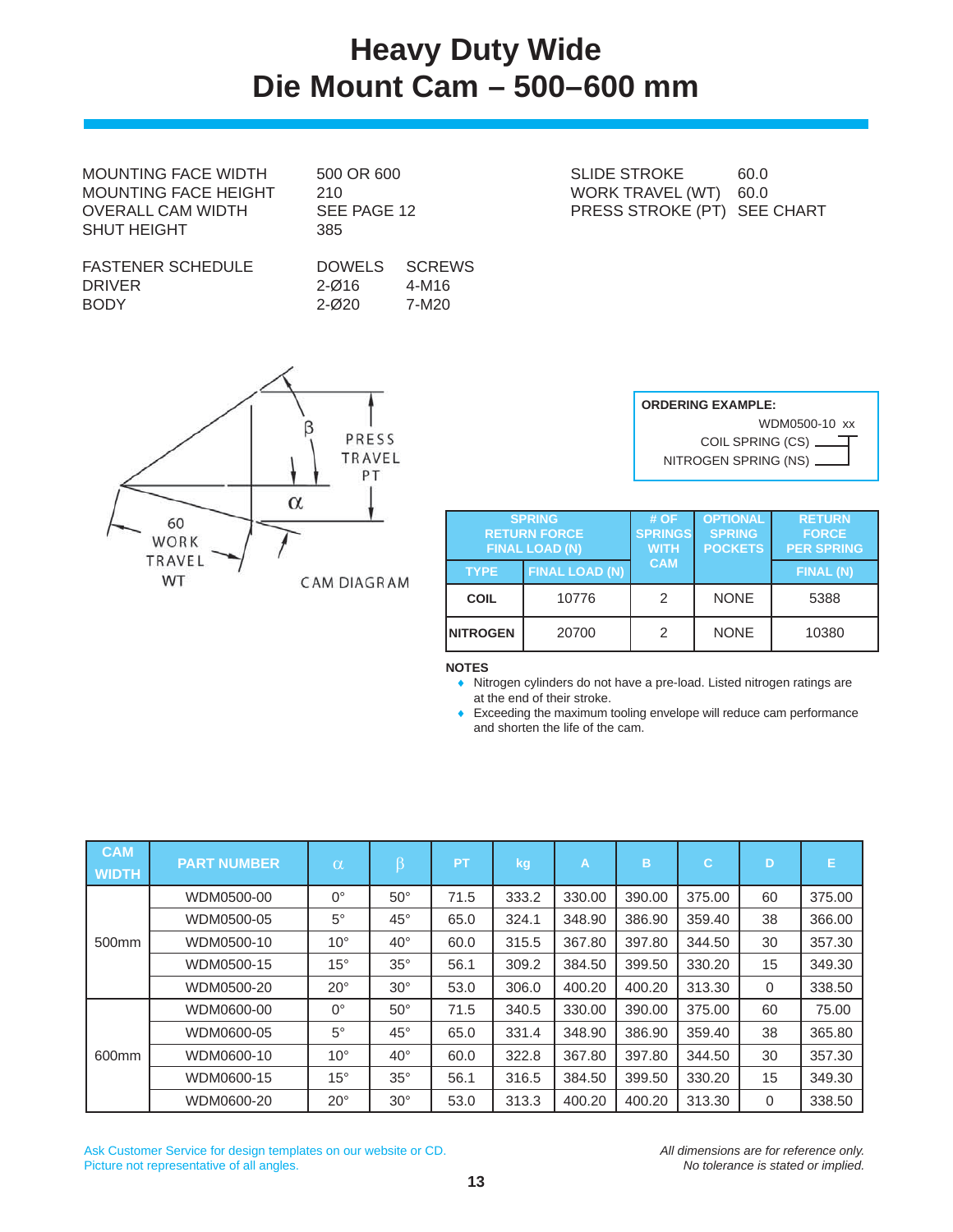# Heavy Duty Wide
# Die Mount Cam – 500–600 mm

| | |
|---|---|
| MOUNTING FACE WIDTH | 500 OR 600 |
| MOUNTING FACE HEIGHT | 210 |
| OVERALL CAM WIDTH | SEE PAGE 12 |
| SHUT HEIGHT | 385 |

| | |
|---|---|
| SLIDE STROKE | 60.0 |
| WORK TRAVEL (WT) | 60.0 |
| PRESS STROKE (PT) | SEE CHART |

| FASTENER SCHEDULE | DOWELS | SCREWS |
|---|---|---|
| DRIVER | 2-Ø16 | 4-M16 |
| BODY | 2-Ø20 | 7-M20 |

β PRESS TRAVEL PT α 60 WORK TRAVEL WT

CAM DIAGRAM

**ORDERING EXAMPLE:**
WDM0500-10 xx
COIL SPRING (CS)
NITROGEN SPRING (NS)

| SPRING RETURN FORCE FINAL LOAD (N) | | # OF SPRINGS WITH CAM | OPTIONAL SPRING POCKETS | RETURN FORCE PER SPRING |
|---|---|---|---|---|
| TYPE | FINAL LOAD (N) | | | FINAL (N) |
| COIL | 10776 | 2 | NONE | 5388 |
| NITROGEN | 20700 | 2 | NONE | 10380 |

**NOTES**
- Nitrogen cylinders do not have a pre-load. Listed nitrogen ratings are at the end of their stroke.
- Exceeding the maximum tooling envelope will reduce cam performance and shorten the life of the cam.

| CAM WIDTH | PART NUMBER | α | β | PT | kg | A | B | C | D | E |
|---|---|---|---|---|---|---|---|---|---|---|
| 500mm | WDM0500-00 | 0° | 50° | 71.5 | 333.2 | 330.00 | 390.00 | 375.00 | 60 | 375.00 |
| | WDM0500-05 | 5° | 45° | 65.0 | 324.1 | 348.90 | 386.90 | 359.40 | 38 | 366.00 |
| | WDM0500-10 | 10° | 40° | 60.0 | 315.5 | 367.80 | 397.80 | 344.50 | 30 | 357.30 |
| | WDM0500-15 | 15° | 35° | 56.1 | 309.2 | 384.50 | 399.50 | 330.20 | 15 | 349.30 |
| | WDM0500-20 | 20° | 30° | 53.0 | 306.0 | 400.20 | 400.20 | 313.30 | 0 | 338.50 |
| 600mm | WDM0600-00 | 0° | 50° | 71.5 | 340.5 | 330.00 | 390.00 | 375.00 | 60 | 75.00 |
| | WDM0600-05 | 5° | 45° | 65.0 | 331.4 | 348.90 | 386.90 | 359.40 | 38 | 365.80 |
| | WDM0600-10 | 10° | 40° | 60.0 | 322.8 | 367.80 | 397.80 | 344.50 | 30 | 357.30 |
| | WDM0600-15 | 15° | 35° | 56.1 | 316.5 | 384.50 | 399.50 | 330.20 | 15 | 349.30 |
| | WDM0600-20 | 20° | 30° | 53.0 | 313.3 | 400.20 | 400.20 | 313.30 | 0 | 338.50 |

Ask Customer Service for design templates on our website or CD.
Picture not representative of all angles.

*All dimensions are for reference only.*
*No tolerance is stated or implied.*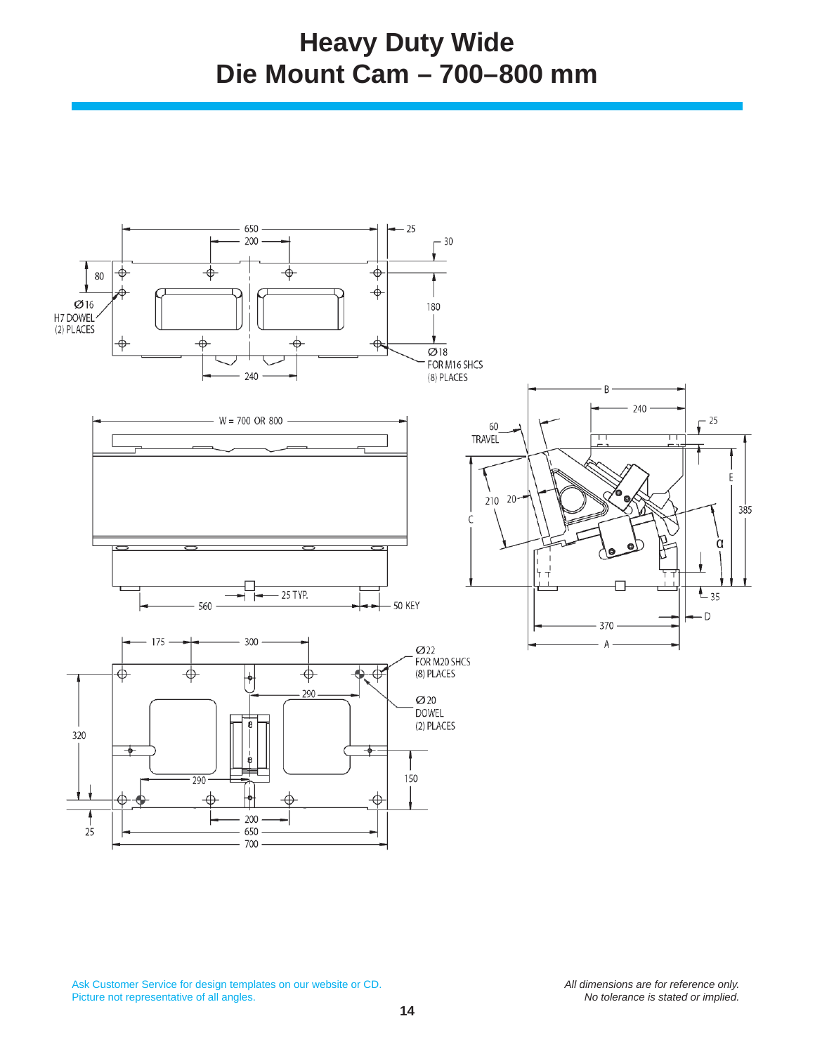# Heavy Duty Wide Die Mount Cam – 700–800 mm

650
200
25
30
80
Ø16 H7 DOWEL (2) PLACES
180
Ø18 FOR M16 SHCS (8) PLACES
240

W = 700 OR 800
25 TYP.
560
50 KEY

B
240
60 TRAVEL
25
E
210
20
C
385
α
35
D
370
A

175
300
Ø22 FOR M20 SHCS (8) PLACES
290
Ø20 DOWEL (2) PLACES
320
150
290
200
650
700
25

Ask Customer Service for design templates on our website or CD.
Picture not representative of all angles.

*All dimensions are for reference only.*
*No tolerance is stated or implied.*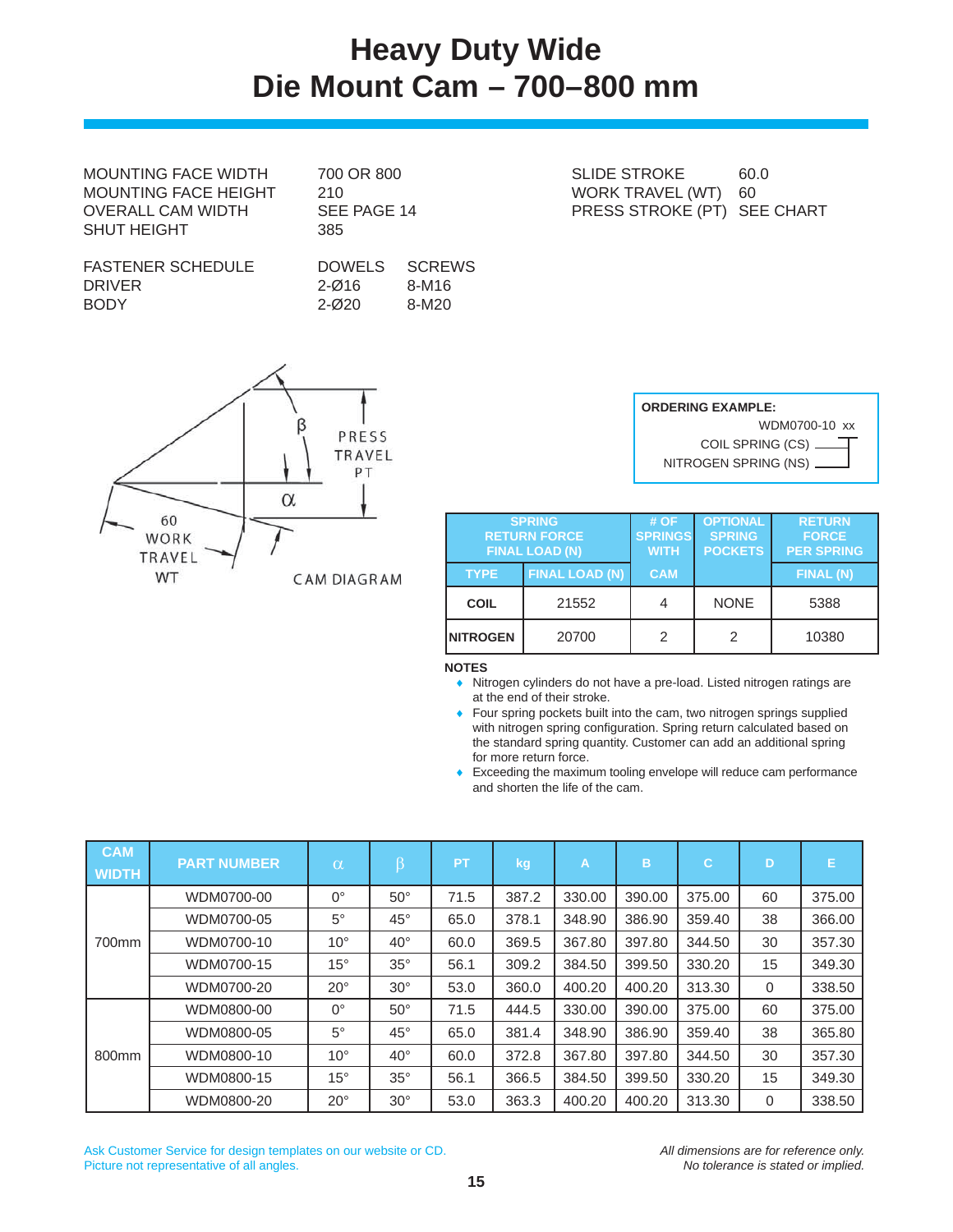# Heavy Duty Wide Die Mount Cam – 700–800 mm

| | |
|---|---|
| MOUNTING FACE WIDTH | 700 OR 800 |
| MOUNTING FACE HEIGHT | 210 |
| OVERALL CAM WIDTH | SEE PAGE 14 |
| SHUT HEIGHT | 385 |

| | |
|---|---|
| SLIDE STROKE | 60.0 |
| WORK TRAVEL (WT) | 60 |
| PRESS STROKE (PT) | SEE CHART |

| FASTENER SCHEDULE | DOWELS | SCREWS |
|---|---|---|
| DRIVER | 2-Ø16 | 8-M16 |
| BODY | 2-Ø20 | 8-M20 |

β PRESS TRAVEL PT

α

60 WORK TRAVEL WT

CAM DIAGRAM

**ORDERING EXAMPLE:**

WDM0700-10 xx

COIL SPRING (CS)

NITROGEN SPRING (NS)

| SPRING RETURN FORCE FINAL LOAD (N) | | # OF SPRINGS WITH | OPTIONAL SPRING POCKETS | RETURN FORCE PER SPRING |
|---|---|---|---|---|
| TYPE | FINAL LOAD (N) | CAM | | FINAL (N) |
| **COIL** | 21552 | 4 | NONE | 5388 |
| **NITROGEN** | 20700 | 2 | 2 | 10380 |

**NOTES**

- Nitrogen cylinders do not have a pre-load. Listed nitrogen ratings are at the end of their stroke.
- Four spring pockets built into the cam, two nitrogen springs supplied with nitrogen spring configuration. Spring return calculated based on the standard spring quantity. Customer can add an additional spring for more return force.
- Exceeding the maximum tooling envelope will reduce cam performance and shorten the life of the cam.

| CAM WIDTH | PART NUMBER | α | β | PT | kg | A | B | C | D | E |
|---|---|---|---|---|---|---|---|---|---|---|
| 700mm | WDM0700-00 | 0° | 50° | 71.5 | 387.2 | 330.00 | 390.00 | 375.00 | 60 | 375.00 |
| | WDM0700-05 | 5° | 45° | 65.0 | 378.1 | 348.90 | 386.90 | 359.40 | 38 | 366.00 |
| | WDM0700-10 | 10° | 40° | 60.0 | 369.5 | 367.80 | 397.80 | 344.50 | 30 | 357.30 |
| | WDM0700-15 | 15° | 35° | 56.1 | 309.2 | 384.50 | 399.50 | 330.20 | 15 | 349.30 |
| | WDM0700-20 | 20° | 30° | 53.0 | 360.0 | 400.20 | 400.20 | 313.30 | 0 | 338.50 |
| 800mm | WDM0800-00 | 0° | 50° | 71.5 | 444.5 | 330.00 | 390.00 | 375.00 | 60 | 375.00 |
| | WDM0800-05 | 5° | 45° | 65.0 | 381.4 | 348.90 | 386.90 | 359.40 | 38 | 365.80 |
| | WDM0800-10 | 10° | 40° | 60.0 | 372.8 | 367.80 | 397.80 | 344.50 | 30 | 357.30 |
| | WDM0800-15 | 15° | 35° | 56.1 | 366.5 | 384.50 | 399.50 | 330.20 | 15 | 349.30 |
| | WDM0800-20 | 20° | 30° | 53.0 | 363.3 | 400.20 | 400.20 | 313.30 | 0 | 338.50 |

Ask Customer Service for design templates on our website or CD.
Picture not representative of all angles.

*All dimensions are for reference only.*
*No tolerance is stated or implied.*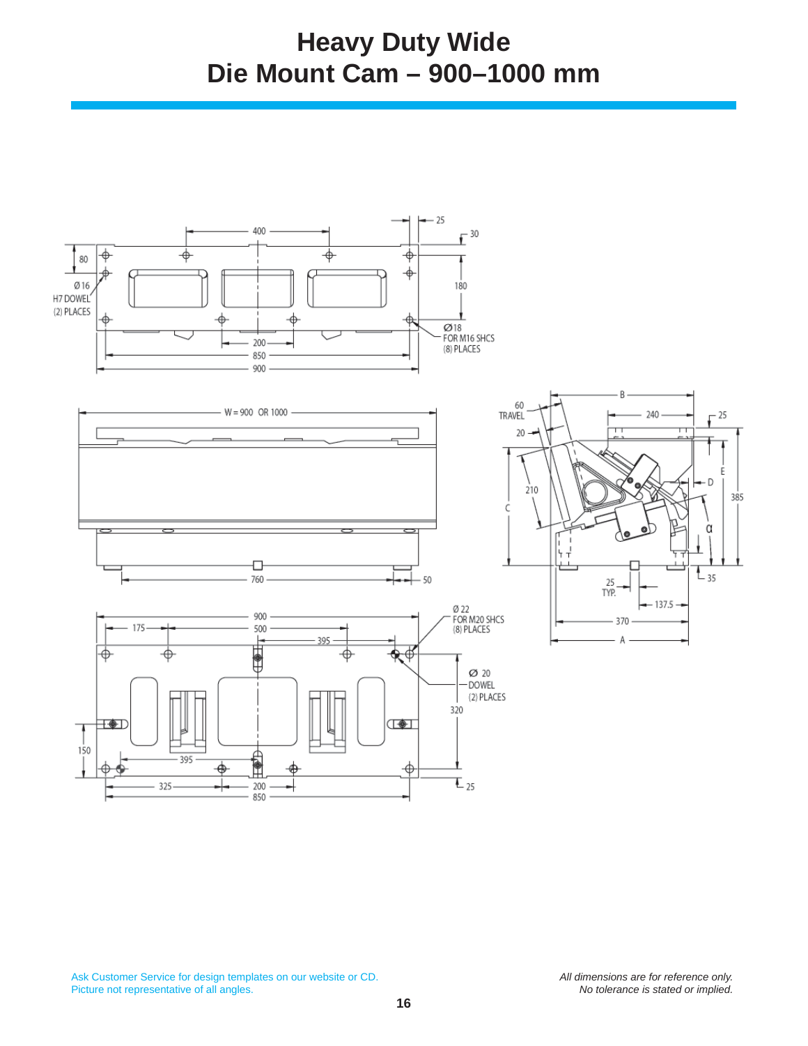# Heavy Duty Wide
# Die Mount Cam – 900–1000 mm

80

Ø 16
H7 DOWEL
(2) PLACES

400

25

30

180

Ø18
FOR M16 SHCS
(8) PLACES

200

850

900

W = 900 OR 1000

760

50

60
TRAVEL

20

210

C

B

240

25

E

D

385

α

35

25
TYP.

137.5

370

A

900

175

500

395

Ø 22
FOR M20 SHCS
(8) PLACES

Ø 20
DOWEL
(2) PLACES

320

150

395

325

200

850

25

Ask Customer Service for design templates on our website or CD.
Picture not representative of all angles.

*All dimensions are for reference only.*
*No tolerance is stated or implied.*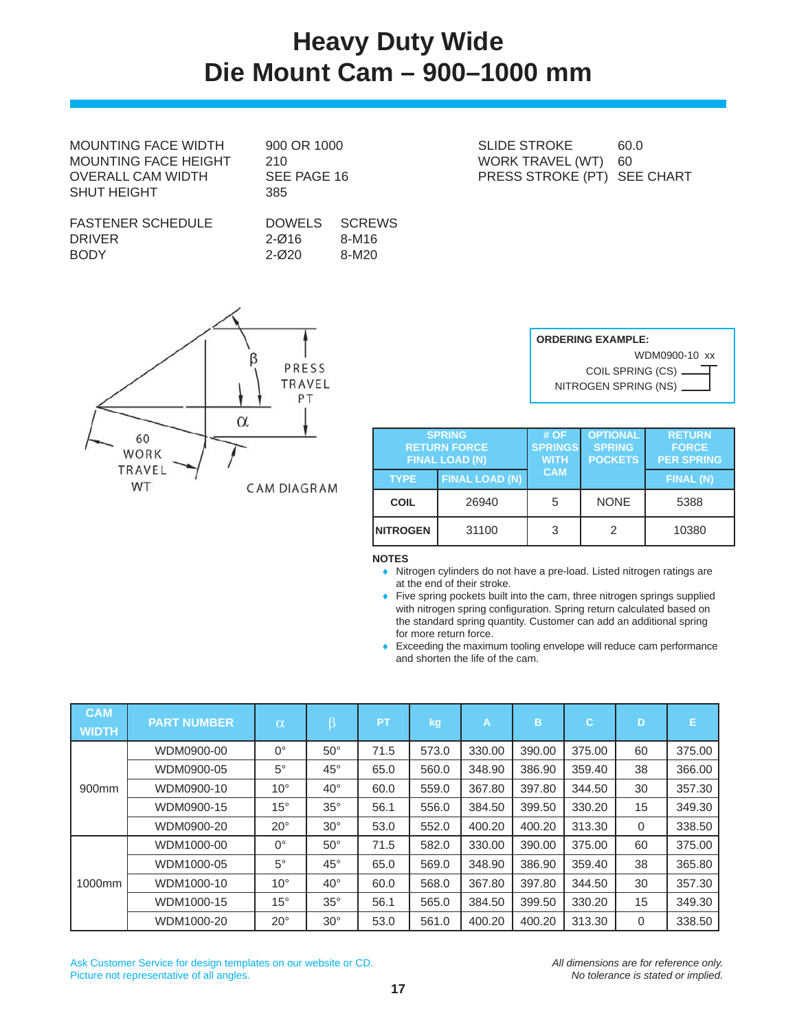# Heavy Duty Wide
# Die Mount Cam – 900–1000 mm

| | |
|---|---|
| MOUNTING FACE WIDTH | 900 OR 1000 |
| MOUNTING FACE HEIGHT | 210 |
| OVERALL CAM WIDTH | SEE PAGE 16 |
| SHUT HEIGHT | 385 |

| | |
|---|---|
| SLIDE STROKE | 60.0 |
| WORK TRAVEL (WT) | 60 |
| PRESS STROKE (PT) | SEE CHART |

| FASTENER SCHEDULE | DOWELS | SCREWS |
|---|---|---|
| DRIVER | 2-Ø16 | 8-M16 |
| BODY | 2-Ø20 | 8-M20 |

β PRESS TRAVEL PT
α
60 WORK TRAVEL WT
CAM DIAGRAM

**ORDERING EXAMPLE:**
WDM0900-10 xx
COIL SPRING (CS)
NITROGEN SPRING (NS)

| SPRING RETURN FORCE FINAL LOAD (N) | | # OF SPRINGS WITH CAM | OPTIONAL SPRING POCKETS | RETURN FORCE PER SPRING |
|---|---|---|---|---|
| TYPE | FINAL LOAD (N) | | | FINAL (N) |
| COIL | 26940 | 5 | NONE | 5388 |
| NITROGEN | 31100 | 3 | 2 | 10380 |

**NOTES**
- Nitrogen cylinders do not have a pre-load. Listed nitrogen ratings are at the end of their stroke.
- Five spring pockets built into the cam, three nitrogen springs supplied with nitrogen spring configuration. Spring return calculated based on the standard spring quantity. Customer can add an additional spring for more return force.
- Exceeding the maximum tooling envelope will reduce cam performance and shorten the life of the cam.

| CAM WIDTH | PART NUMBER | α | β | PT | kg | A | B | C | D | E |
|---|---|---|---|---|---|---|---|---|---|---|
| 900mm | WDM0900-00 | 0° | 50° | 71.5 | 573.0 | 330.00 | 390.00 | 375.00 | 60 | 375.00 |
| | WDM0900-05 | 5° | 45° | 65.0 | 560.0 | 348.90 | 386.90 | 359.40 | 38 | 366.00 |
| | WDM0900-10 | 10° | 40° | 60.0 | 559.0 | 367.80 | 397.80 | 344.50 | 30 | 357.30 |
| | WDM0900-15 | 15° | 35° | 56.1 | 556.0 | 384.50 | 399.50 | 330.20 | 15 | 349.30 |
| | WDM0900-20 | 20° | 30° | 53.0 | 552.0 | 400.20 | 400.20 | 313.30 | 0 | 338.50 |
| 1000mm | WDM1000-00 | 0° | 50° | 71.5 | 582.0 | 330.00 | 390.00 | 375.00 | 60 | 375.00 |
| | WDM1000-05 | 5° | 45° | 65.0 | 569.0 | 348.90 | 386.90 | 359.40 | 38 | 365.80 |
| | WDM1000-10 | 10° | 40° | 60.0 | 568.0 | 367.80 | 397.80 | 344.50 | 30 | 357.30 |
| | WDM1000-15 | 15° | 35° | 56.1 | 565.0 | 384.50 | 399.50 | 330.20 | 15 | 349.30 |
| | WDM1000-20 | 20° | 30° | 53.0 | 561.0 | 400.20 | 400.20 | 313.30 | 0 | 338.50 |

Ask Customer Service for design templates on our website or CD.
Picture not representative of all angles.

*All dimensions are for reference only.*
*No tolerance is stated or implied.*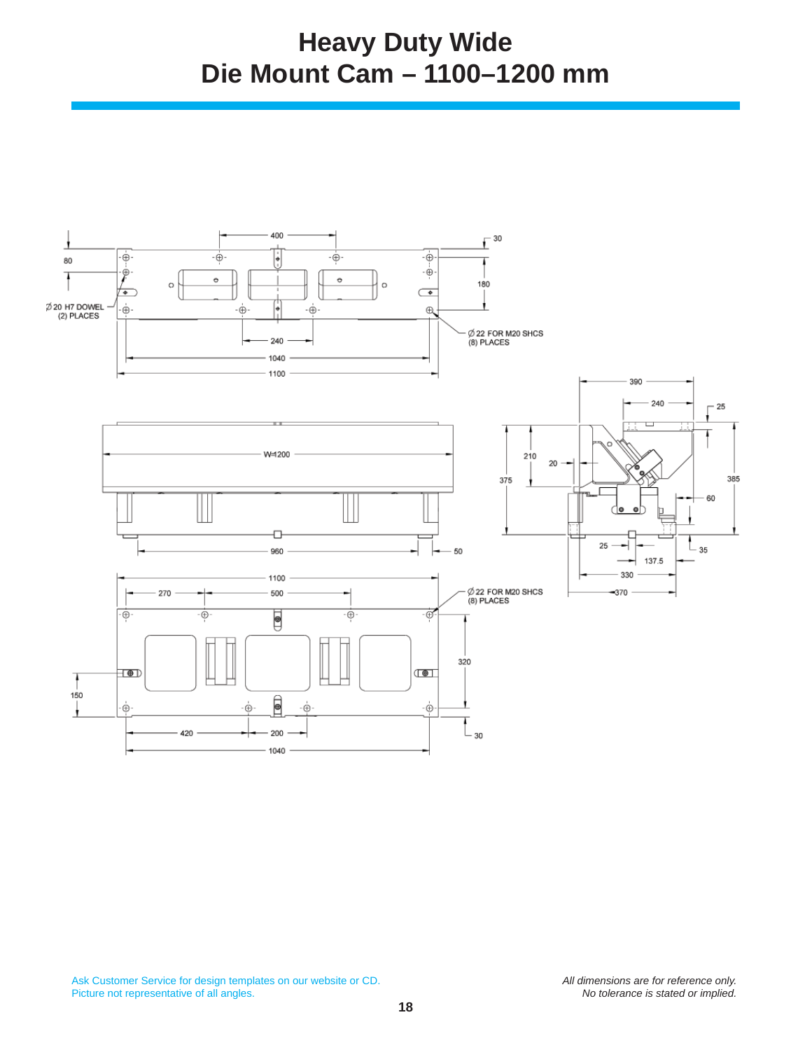# Heavy Duty Wide
# Die Mount Cam – 1100–1200 mm

400

30

80

180

Ø 20 H7 DOWEL
(2) PLACES

240

Ø 22 FOR M20 SHCS
(8) PLACES

1040

1100

390

240

25

W=1200

210

20

375

385

60

960

50

25

35

137.5

330

1100

370

270

500

Ø 22 FOR M20 SHCS
(8) PLACES

320

150

30

420

200

1040

Ask Customer Service for design templates on our website or CD.
Picture not representative of all angles.

*All dimensions are for reference only.*
*No tolerance is stated or implied.*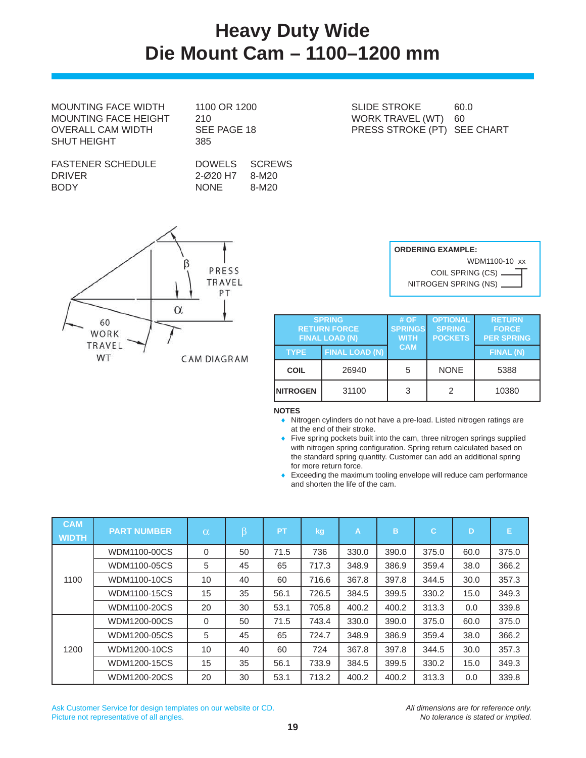# Heavy Duty Wide Die Mount Cam – 1100–1200 mm

| | |
|---|---|
| MOUNTING FACE WIDTH | 1100 OR 1200 |
| MOUNTING FACE HEIGHT | 210 |
| OVERALL CAM WIDTH | SEE PAGE 18 |
| SHUT HEIGHT | 385 |

| | |
|---|---|
| SLIDE STROKE | 60.0 |
| WORK TRAVEL (WT) | 60 |
| PRESS STROKE (PT) | SEE CHART |

| FASTENER SCHEDULE | DOWELS | SCREWS |
|---|---|---|
| DRIVER | 2-Ø20 H7 | 8-M20 |
| BODY | NONE | 8-M20 |

CAM DIAGRAM: β, α, PRESS TRAVEL PT, 60 WORK TRAVEL WT

**ORDERING EXAMPLE:**

WDM1100-10 xx

COIL SPRING (CS)

NITROGEN SPRING (NS)

| SPRING RETURN FORCE FINAL LOAD (N) | | # OF SPRINGS WITH CAM | OPTIONAL SPRING POCKETS | RETURN FORCE PER SPRING |
|---|---|---|---|---|
| TYPE | FINAL LOAD (N) | | | FINAL (N) |
| COIL | 26940 | 5 | NONE | 5388 |
| NITROGEN | 31100 | 3 | 2 | 10380 |

**NOTES**

- Nitrogen cylinders do not have a pre-load. Listed nitrogen ratings are at the end of their stroke.
- Five spring pockets built into the cam, three nitrogen springs supplied with nitrogen spring configuration. Spring return calculated based on the standard spring quantity. Customer can add an additional spring for more return force.
- Exceeding the maximum tooling envelope will reduce cam performance and shorten the life of the cam.

| CAM WIDTH | PART NUMBER | α | β | PT | kg | A | B | C | D | E |
|---|---|---|---|---|---|---|---|---|---|---|
| 1100 | WDM1100-00CS | 0 | 50 | 71.5 | 736 | 330.0 | 390.0 | 375.0 | 60.0 | 375.0 |
| | WDM1100-05CS | 5 | 45 | 65 | 717.3 | 348.9 | 386.9 | 359.4 | 38.0 | 366.2 |
| | WDM1100-10CS | 10 | 40 | 60 | 716.6 | 367.8 | 397.8 | 344.5 | 30.0 | 357.3 |
| | WDM1100-15CS | 15 | 35 | 56.1 | 726.5 | 384.5 | 399.5 | 330.2 | 15.0 | 349.3 |
| | WDM1100-20CS | 20 | 30 | 53.1 | 705.8 | 400.2 | 400.2 | 313.3 | 0.0 | 339.8 |
| 1200 | WDM1200-00CS | 0 | 50 | 71.5 | 743.4 | 330.0 | 390.0 | 375.0 | 60.0 | 375.0 |
| | WDM1200-05CS | 5 | 45 | 65 | 724.7 | 348.9 | 386.9 | 359.4 | 38.0 | 366.2 |
| | WDM1200-10CS | 10 | 40 | 60 | 724 | 367.8 | 397.8 | 344.5 | 30.0 | 357.3 |
| | WDM1200-15CS | 15 | 35 | 56.1 | 733.9 | 384.5 | 399.5 | 330.2 | 15.0 | 349.3 |
| | WDM1200-20CS | 20 | 30 | 53.1 | 713.2 | 400.2 | 400.2 | 313.3 | 0.0 | 339.8 |

Ask Customer Service for design templates on our website or CD.
Picture not representative of all angles.

*All dimensions are for reference only.*
*No tolerance is stated or implied.*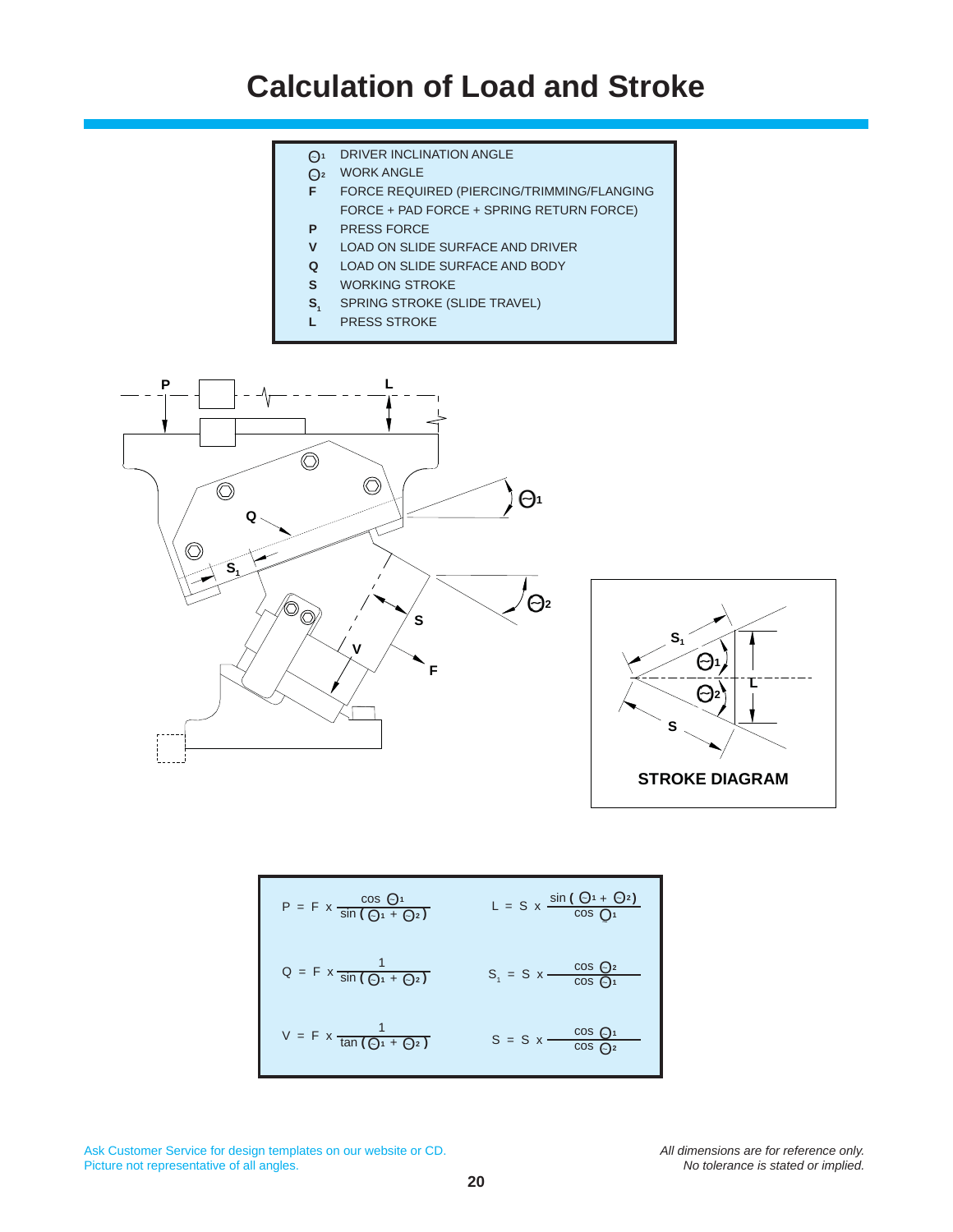# Calculation of Load and Stroke

| Symbol | Description |
|---|---|
| $\Theta_1$ | DRIVER INCLINATION ANGLE |
| $\Theta_2$ | WORK ANGLE |
| F | FORCE REQUIRED (PIERCING/TRIMMING/FLANGING FORCE + PAD FORCE + SPRING RETURN FORCE) |
| P | PRESS FORCE |
| V | LOAD ON SLIDE SURFACE AND DRIVER |
| Q | LOAD ON SLIDE SURFACE AND BODY |
| S | WORKING STROKE |
| $S_1$ | SPRING STROKE (SLIDE TRAVEL) |
| L | PRESS STROKE |

P, L, Q, $S_1$, $\Theta_1$, $\Theta_2$, S, V, F

$S_1$, $\Theta_1$, $\Theta_2$, L, S

**STROKE DIAGRAM**

$$P = F \times \frac{\cos \Theta_1}{\sin(\Theta_1 + \Theta_2)}$$

$$L = S \times \frac{\sin(\Theta_1 + \Theta_2)}{\cos \Theta_1}$$

$$Q = F \times \frac{1}{\sin(\Theta_1 + \Theta_2)}$$

$$S_1 = S \times \frac{\cos \Theta_2}{\cos \Theta_1}$$

$$V = F \times \frac{1}{\tan(\Theta_1 + \Theta_2)}$$

$$S = S \times \frac{\cos \Theta_1}{\cos \Theta_2}$$

Ask Customer Service for design templates on our website or CD.
Picture not representative of all angles.

*All dimensions are for reference only.*
*No tolerance is stated or implied.*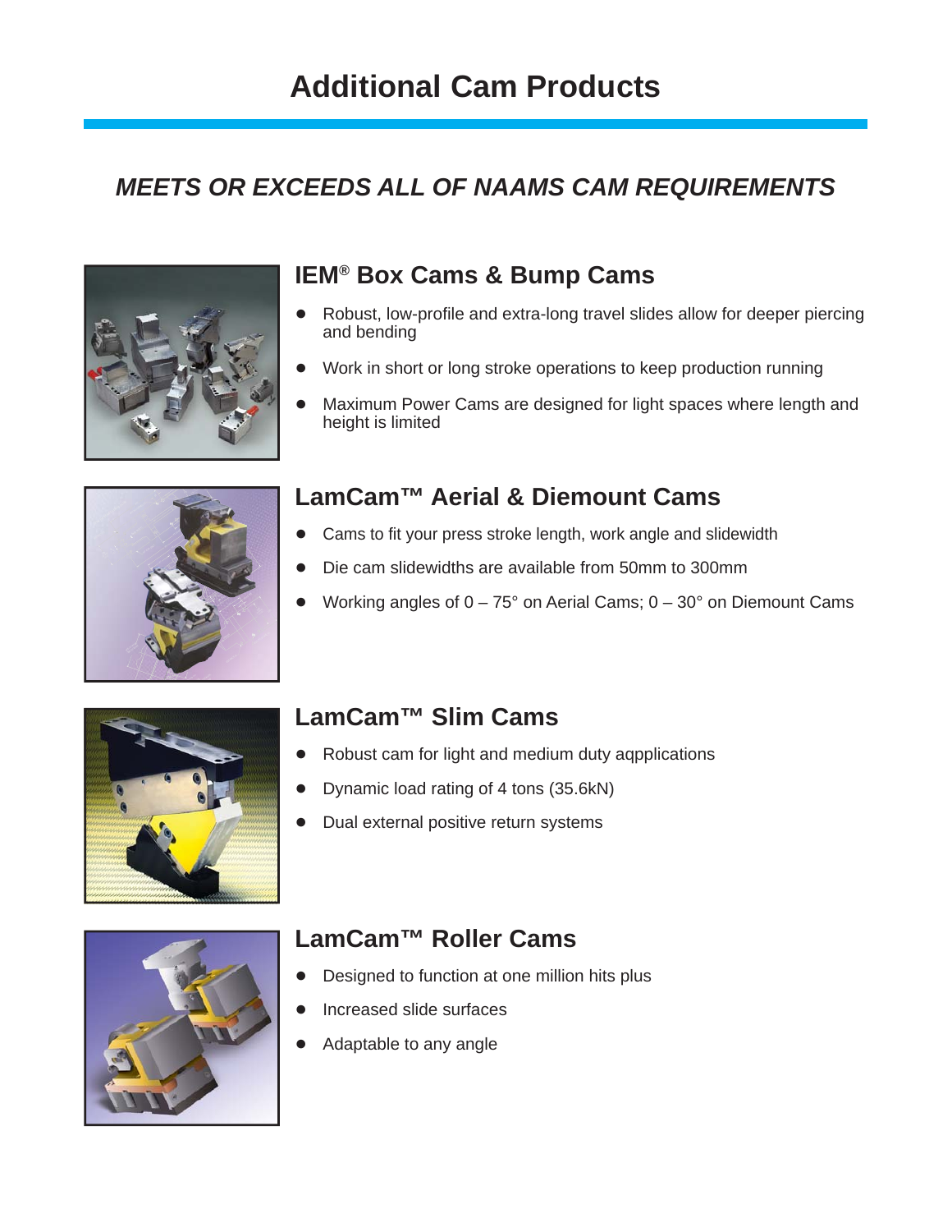# Additional Cam Products

## *MEETS OR EXCEEDS ALL OF NAAMS CAM REQUIREMENTS*

### IEM® Box Cams & Bump Cams

- Robust, low-profile and extra-long travel slides allow for deeper piercing and bending
- Work in short or long stroke operations to keep production running
- Maximum Power Cams are designed for light spaces where length and height is limited

### LamCam™ Aerial & Diemount Cams

- Cams to fit your press stroke length, work angle and slidewidth
- Die cam slidewidths are available from 50mm to 300mm
- Working angles of 0 – 75° on Aerial Cams; 0 – 30° on Diemount Cams

### LamCam™ Slim Cams

- Robust cam for light and medium duty aqpplications
- Dynamic load rating of 4 tons (35.6kN)
- Dual external positive return systems

### LamCam™ Roller Cams

- Designed to function at one million hits plus
- Increased slide surfaces
- Adaptable to any angle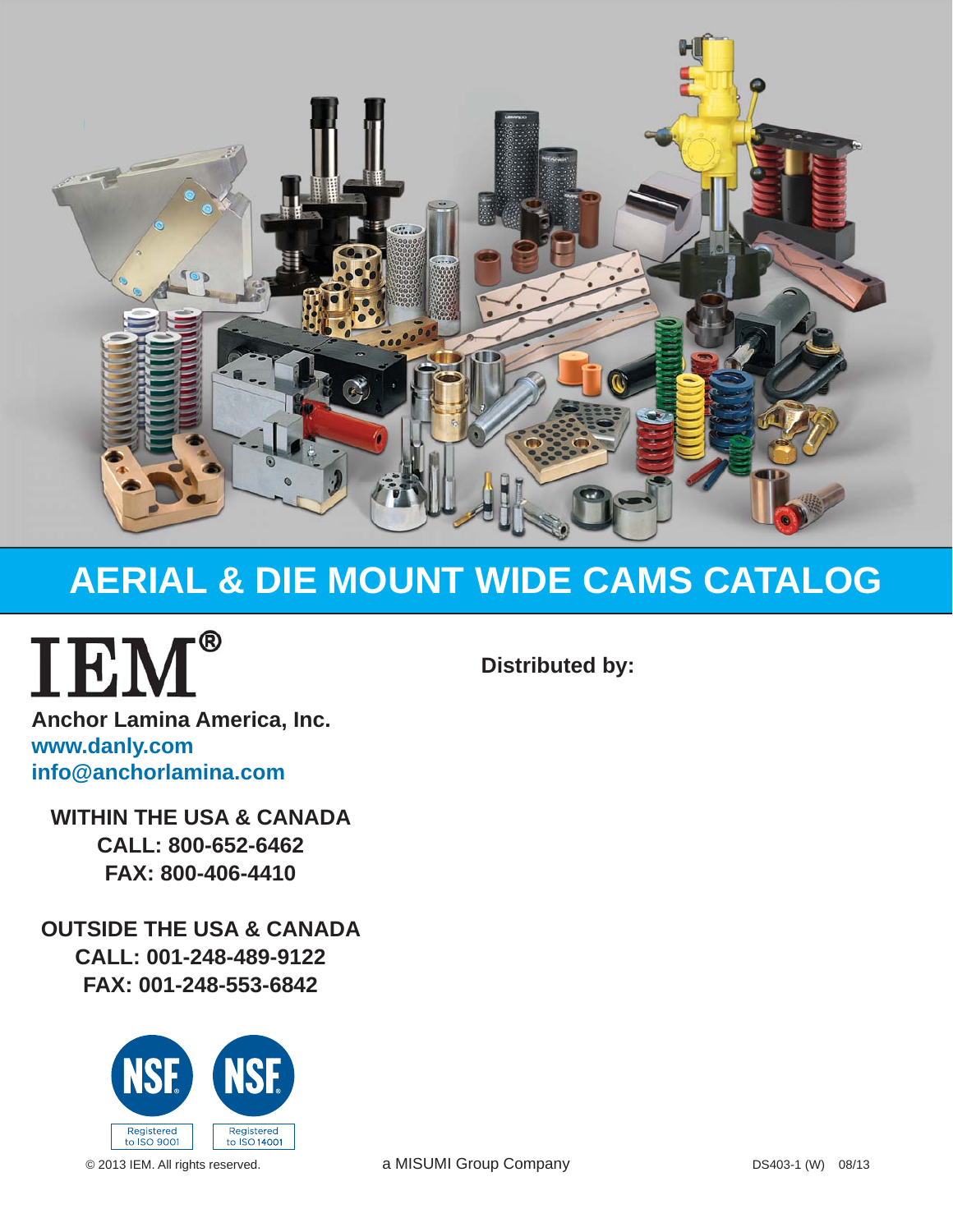# AERIAL & DIE MOUNT WIDE CAMS CATALOG

IEM®

**Anchor Lamina America, Inc.**
**www.danly.com**
**info@anchorlamina.com**

**WITHIN THE USA & CANADA**
**CALL: 800-652-6462**
**FAX: 800-406-4410**

**OUTSIDE THE USA & CANADA**
**CALL: 001-248-489-9122**
**FAX: 001-248-553-6842**

NSF Registered to ISO 9001

NSF Registered to ISO 14001

**Distributed by:**

© 2013 IEM. All rights reserved.

a MISUMI Group Company

DS403-1 (W) 08/13